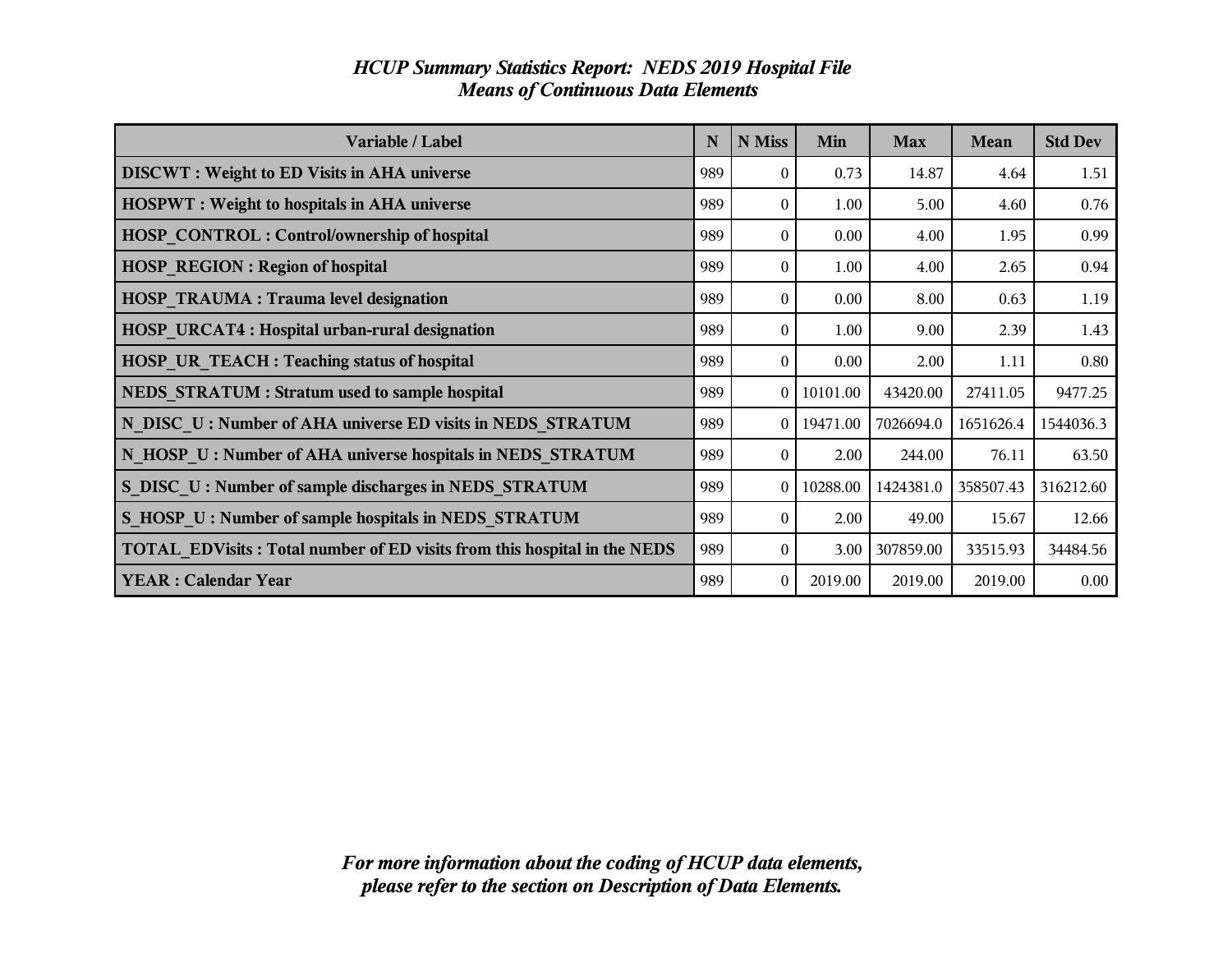# *HCUP Summary Statistics Report: NEDS 2019 Hospital File*
## *Means of Continuous Data Elements*

| Variable / Label | N | N Miss | Min | Max | Mean | Std Dev |
|---|---|---|---|---|---|---|
| **DISCWT : Weight to ED Visits in AHA universe** | 989 | 0 | 0.73 | 14.87 | 4.64 | 1.51 |
| **HOSPWT : Weight to hospitals in AHA universe** | 989 | 0 | 1.00 | 5.00 | 4.60 | 0.76 |
| **HOSP_CONTROL : Control/ownership of hospital** | 989 | 0 | 0.00 | 4.00 | 1.95 | 0.99 |
| **HOSP_REGION : Region of hospital** | 989 | 0 | 1.00 | 4.00 | 2.65 | 0.94 |
| **HOSP_TRAUMA : Trauma level designation** | 989 | 0 | 0.00 | 8.00 | 0.63 | 1.19 |
| **HOSP_URCAT4 : Hospital urban-rural designation** | 989 | 0 | 1.00 | 9.00 | 2.39 | 1.43 |
| **HOSP_UR_TEACH : Teaching status of hospital** | 989 | 0 | 0.00 | 2.00 | 1.11 | 0.80 |
| **NEDS_STRATUM : Stratum used to sample hospital** | 989 | 0 | 10101.00 | 43420.00 | 27411.05 | 9477.25 |
| **N_DISC_U : Number of AHA universe ED visits in NEDS_STRATUM** | 989 | 0 | 19471.00 | 7026694.0 | 1651626.4 | 1544036.3 |
| **N_HOSP_U : Number of AHA universe hospitals in NEDS_STRATUM** | 989 | 0 | 2.00 | 244.00 | 76.11 | 63.50 |
| **S_DISC_U : Number of sample discharges in NEDS_STRATUM** | 989 | 0 | 10288.00 | 1424381.0 | 358507.43 | 316212.60 |
| **S_HOSP_U : Number of sample hospitals in NEDS_STRATUM** | 989 | 0 | 2.00 | 49.00 | 15.67 | 12.66 |
| **TOTAL_EDVisits : Total number of ED visits from this hospital in the NEDS** | 989 | 0 | 3.00 | 307859.00 | 33515.93 | 34484.56 |
| **YEAR : Calendar Year** | 989 | 0 | 2019.00 | 2019.00 | 2019.00 | 0.00 |

*For more information about the coding of HCUP data elements, please refer to the section on Description of Data Elements.*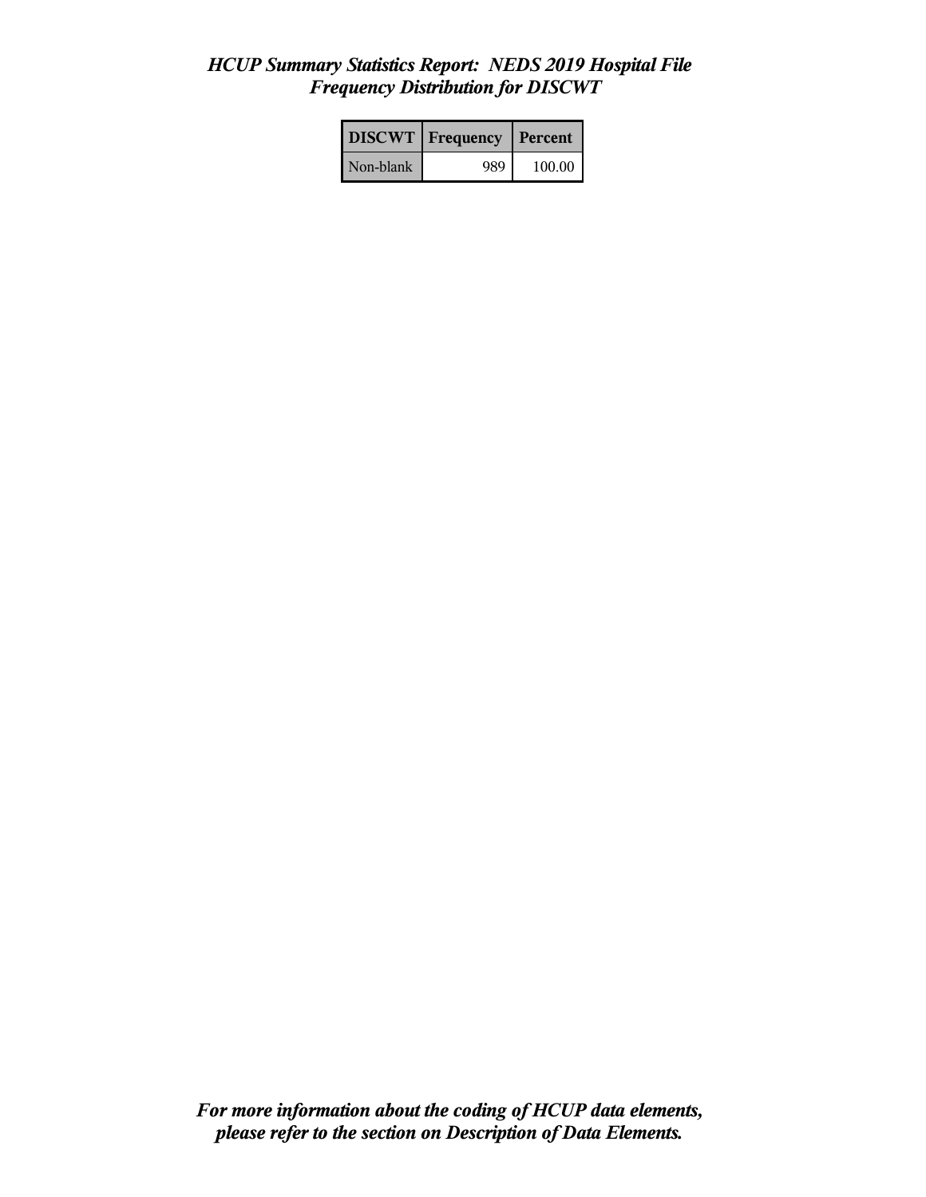*HCUP Summary Statistics Report: NEDS 2019 Hospital File*
*Frequency Distribution for DISCWT*

| DISCWT | Frequency | Percent |
|---|---|---|
| Non-blank | 989 | 100.00 |

***For more information about the coding of HCUP data elements, please refer to the section on Description of Data Elements.***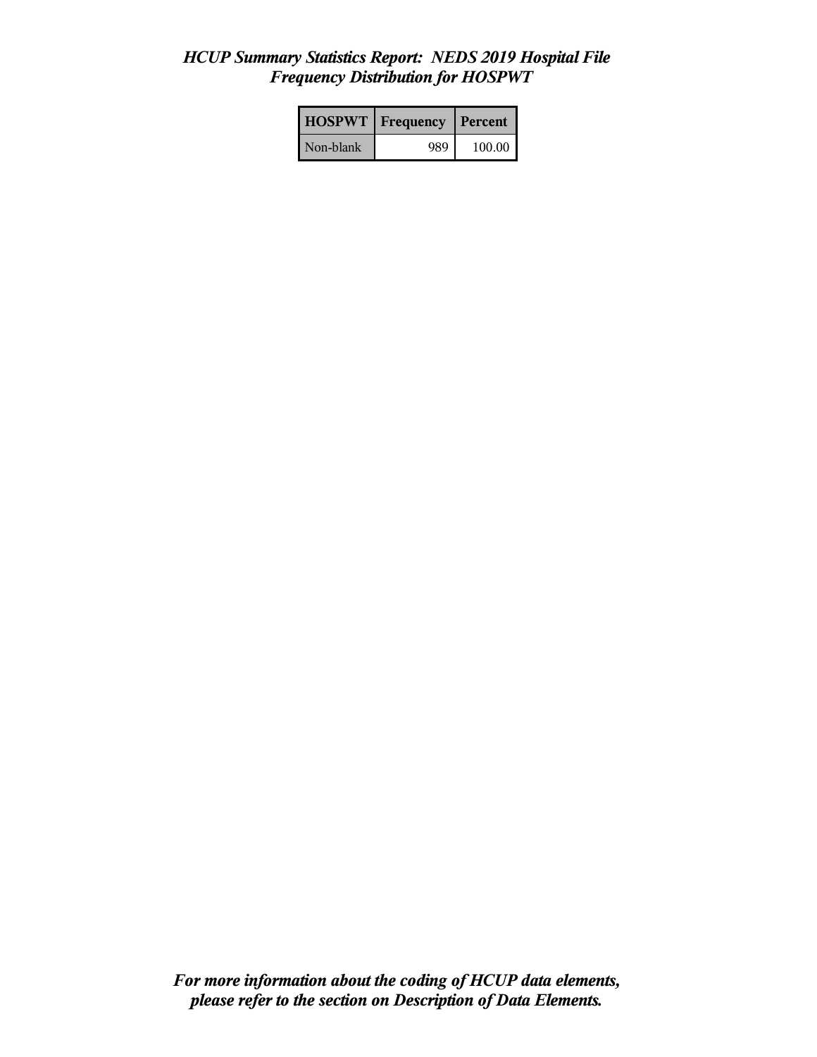*HCUP Summary Statistics Report: NEDS 2019 Hospital File*
*Frequency Distribution for HOSPWT*

| HOSPWT | Frequency | Percent |
|---|---|---|
| Non-blank | 989 | 100.00 |

***For more information about the coding of HCUP data elements, please refer to the section on Description of Data Elements.***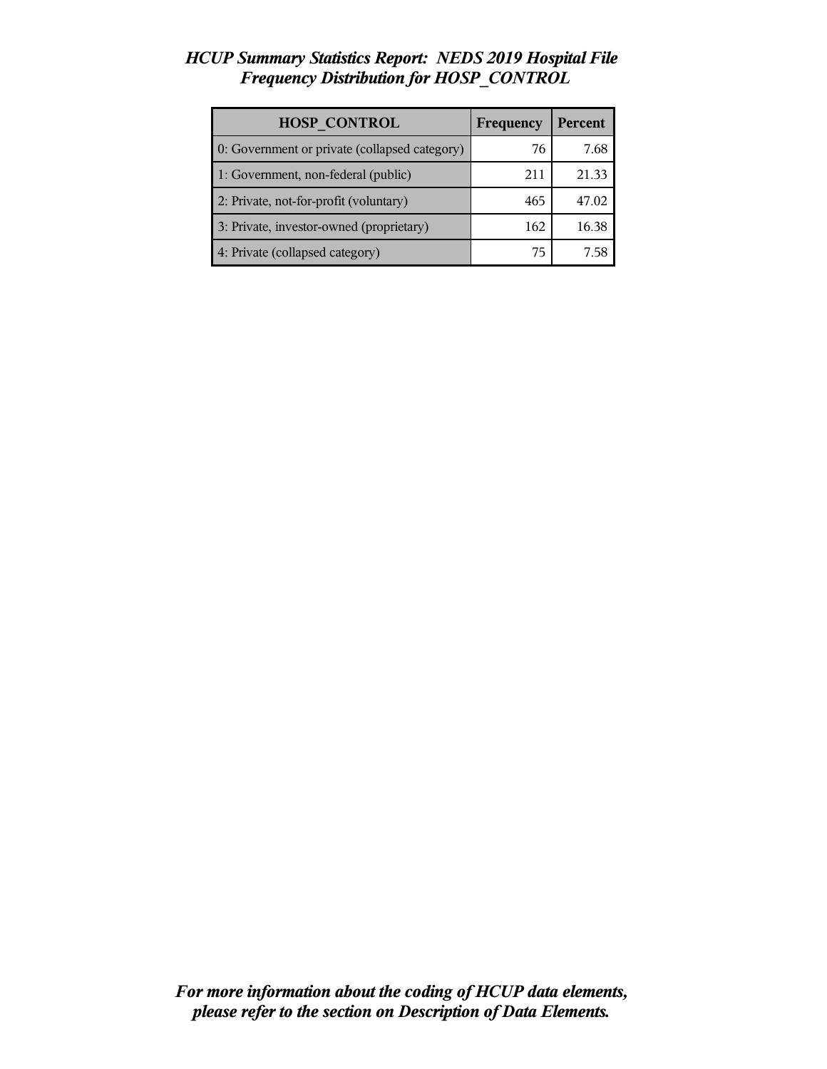*HCUP Summary Statistics Report: NEDS 2019 Hospital File*
*Frequency Distribution for HOSP_CONTROL*

| HOSP_CONTROL | Frequency | Percent |
|---|---|---|
| 0: Government or private (collapsed category) | 76 | 7.68 |
| 1: Government, non-federal (public) | 211 | 21.33 |
| 2: Private, not-for-profit (voluntary) | 465 | 47.02 |
| 3: Private, investor-owned (proprietary) | 162 | 16.38 |
| 4: Private (collapsed category) | 75 | 7.58 |

***For more information about the coding of HCUP data elements, please refer to the section on Description of Data Elements.***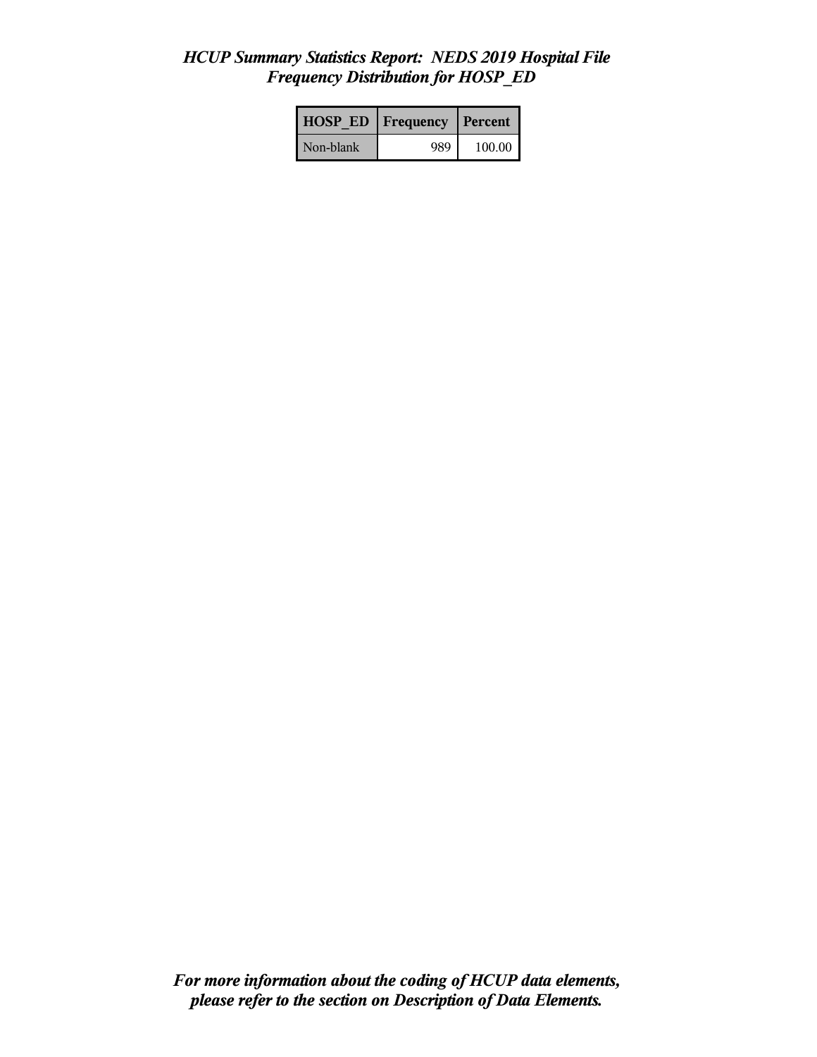# *HCUP Summary Statistics Report: NEDS 2019 Hospital File*
## *Frequency Distribution for HOSP_ED*

| HOSP_ED | Frequency | Percent |
|---|---|---|
| Non-blank | 989 | 100.00 |

***For more information about the coding of HCUP data elements, please refer to the section on Description of Data Elements.***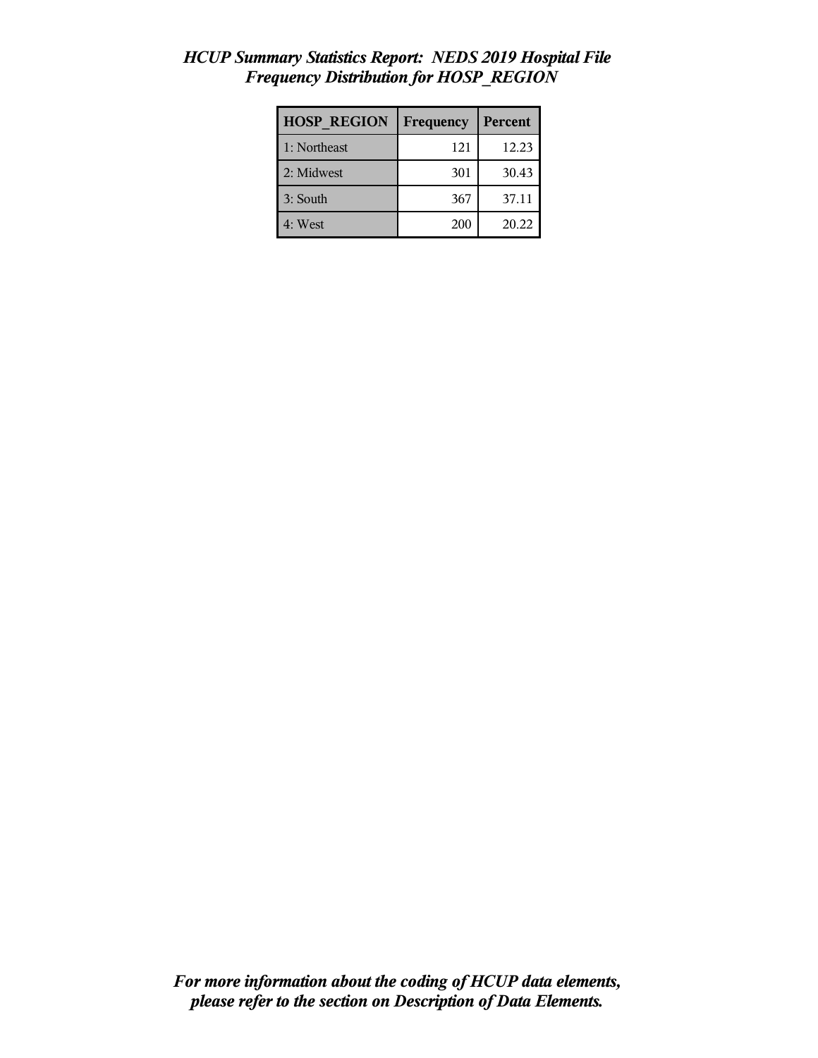*HCUP Summary Statistics Report: NEDS 2019 Hospital File*
*Frequency Distribution for HOSP_REGION*

| HOSP_REGION | Frequency | Percent |
|---|---|---|
| 1: Northeast | 121 | 12.23 |
| 2: Midwest | 301 | 30.43 |
| 3: South | 367 | 37.11 |
| 4: West | 200 | 20.22 |

***For more information about the coding of HCUP data elements, please refer to the section on Description of Data Elements.***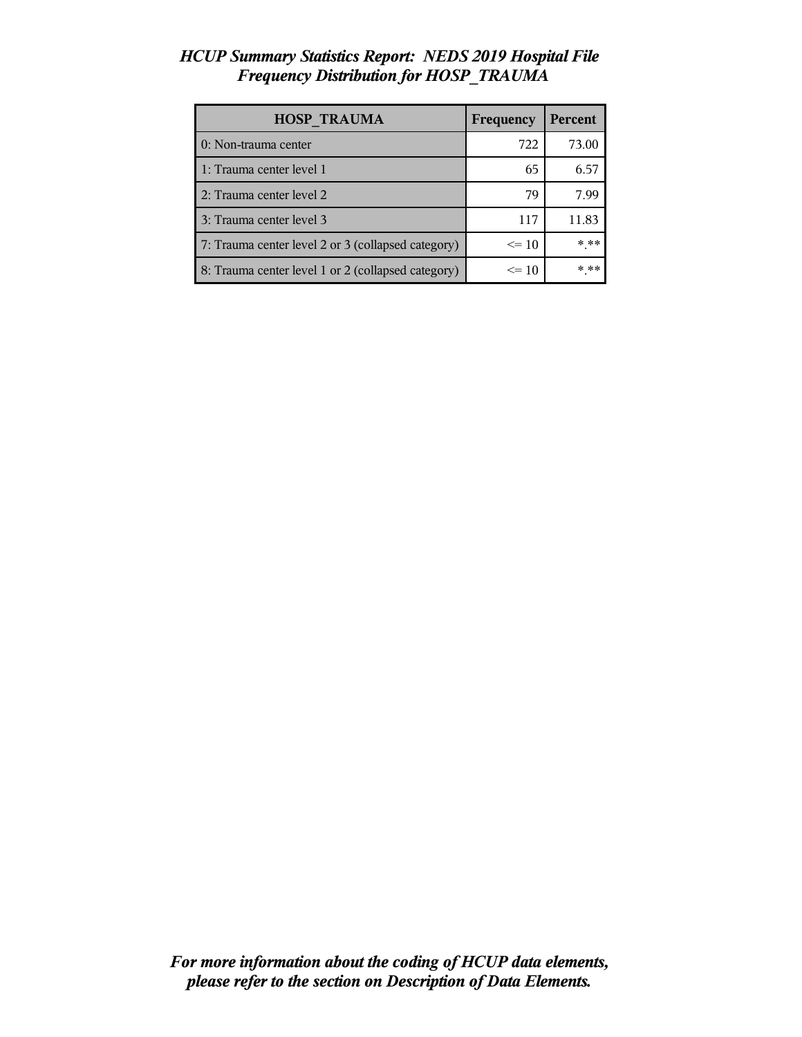# *HCUP Summary Statistics Report: NEDS 2019 Hospital File*
## *Frequency Distribution for HOSP_TRAUMA*

| HOSP_TRAUMA | Frequency | Percent |
|---|---|---|
| 0: Non-trauma center | 722 | 73.00 |
| 1: Trauma center level 1 | 65 | 6.57 |
| 2: Trauma center level 2 | 79 | 7.99 |
| 3: Trauma center level 3 | 117 | 11.83 |
| 7: Trauma center level 2 or 3 (collapsed category) | <= 10 | *.** |
| 8: Trauma center level 1 or 2 (collapsed category) | <= 10 | *.** |

***For more information about the coding of HCUP data elements, please refer to the section on Description of Data Elements.***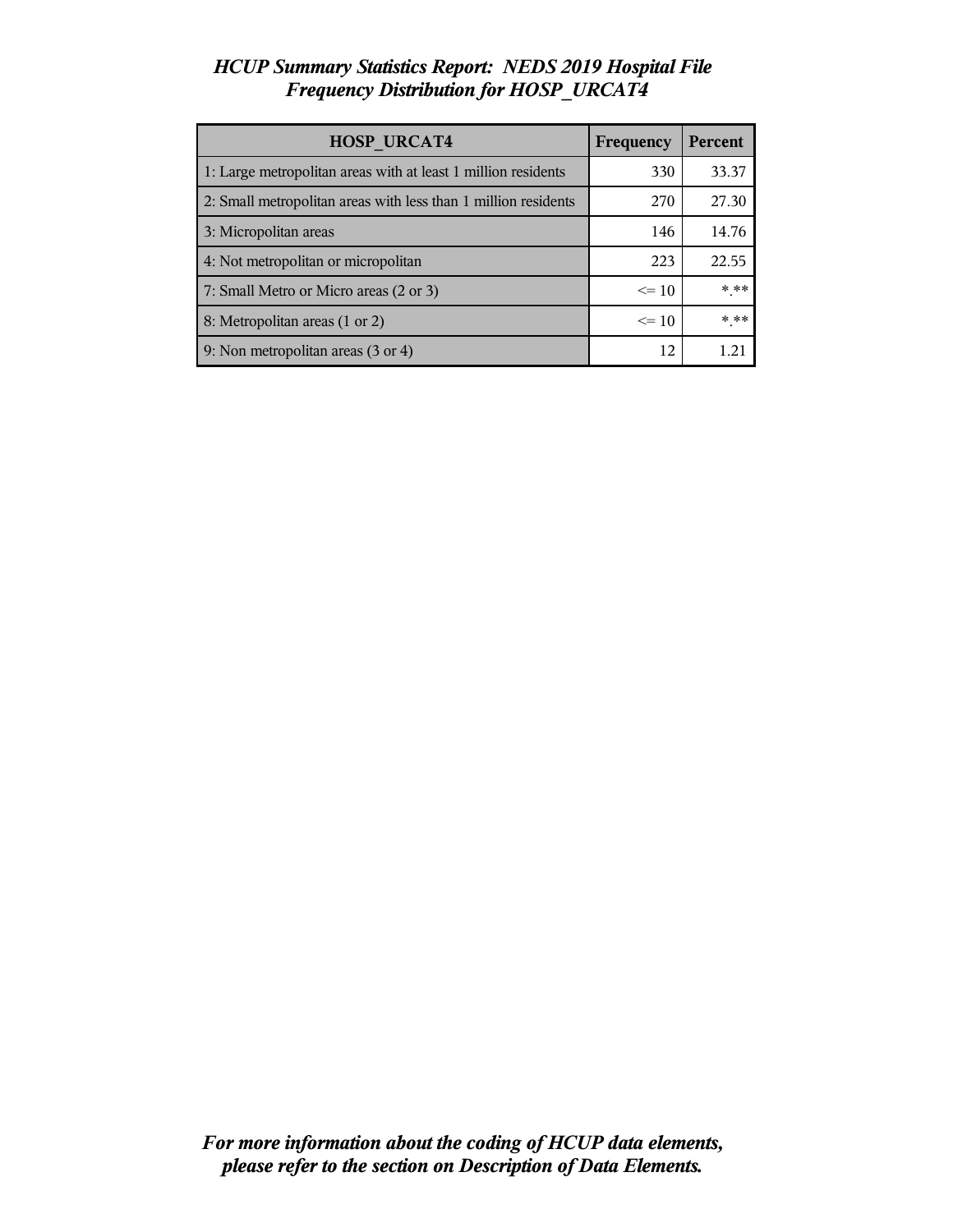*HCUP Summary Statistics Report: NEDS 2019 Hospital File*
*Frequency Distribution for HOSP_URCAT4*

| HOSP_URCAT4 | Frequency | Percent |
|---|---|---|
| 1: Large metropolitan areas with at least 1 million residents | 330 | 33.37 |
| 2: Small metropolitan areas with less than 1 million residents | 270 | 27.30 |
| 3: Micropolitan areas | 146 | 14.76 |
| 4: Not metropolitan or micropolitan | 223 | 22.55 |
| 7: Small Metro or Micro areas (2 or 3) | <= 10 | *.** |
| 8: Metropolitan areas (1 or 2) | <= 10 | *.** |
| 9: Non metropolitan areas (3 or 4) | 12 | 1.21 |

***For more information about the coding of HCUP data elements, please refer to the section on Description of Data Elements.***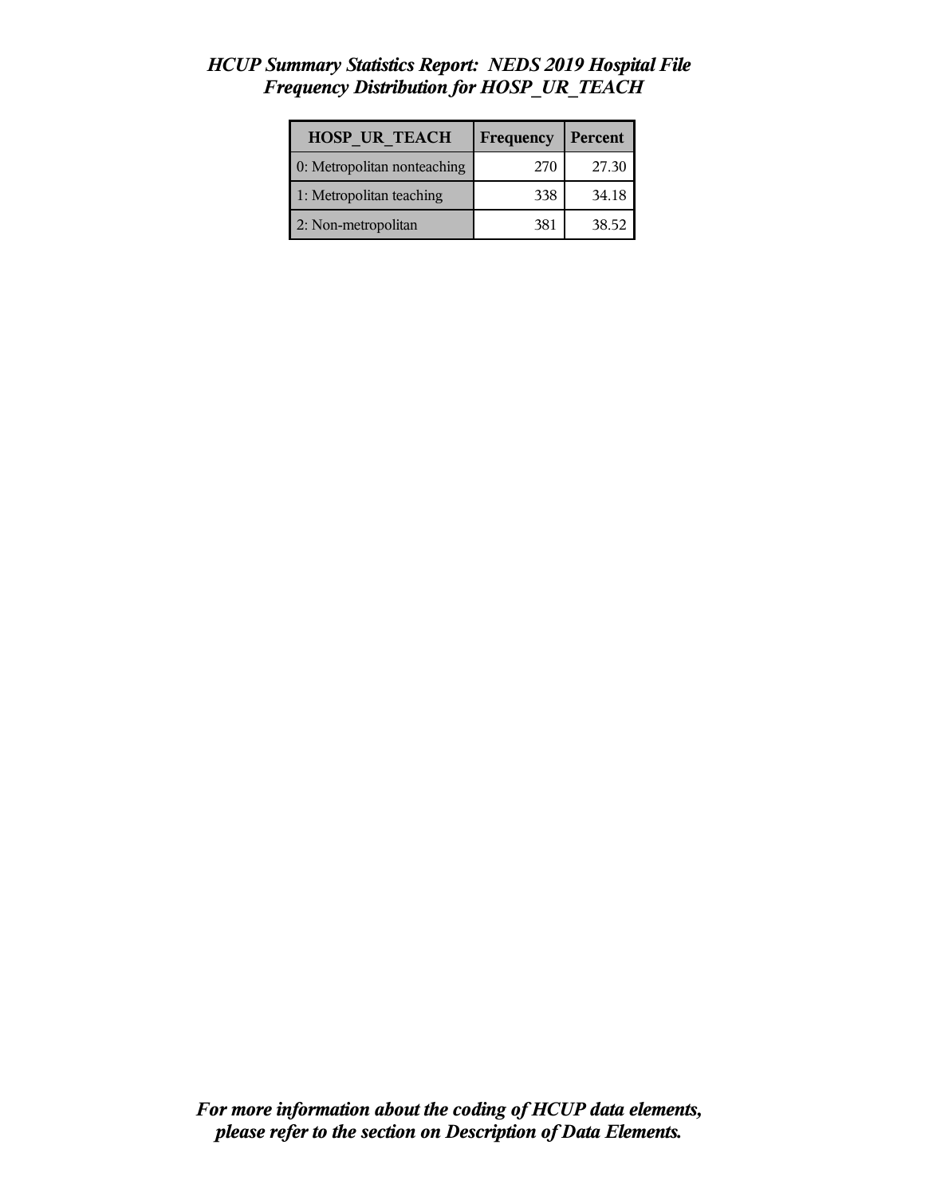*HCUP Summary Statistics Report: NEDS 2019 Hospital File*
*Frequency Distribution for HOSP_UR_TEACH*

| HOSP_UR_TEACH | Frequency | Percent |
|---|---|---|
| 0: Metropolitan nonteaching | 270 | 27.30 |
| 1: Metropolitan teaching | 338 | 34.18 |
| 2: Non-metropolitan | 381 | 38.52 |

***For more information about the coding of HCUP data elements, please refer to the section on Description of Data Elements.***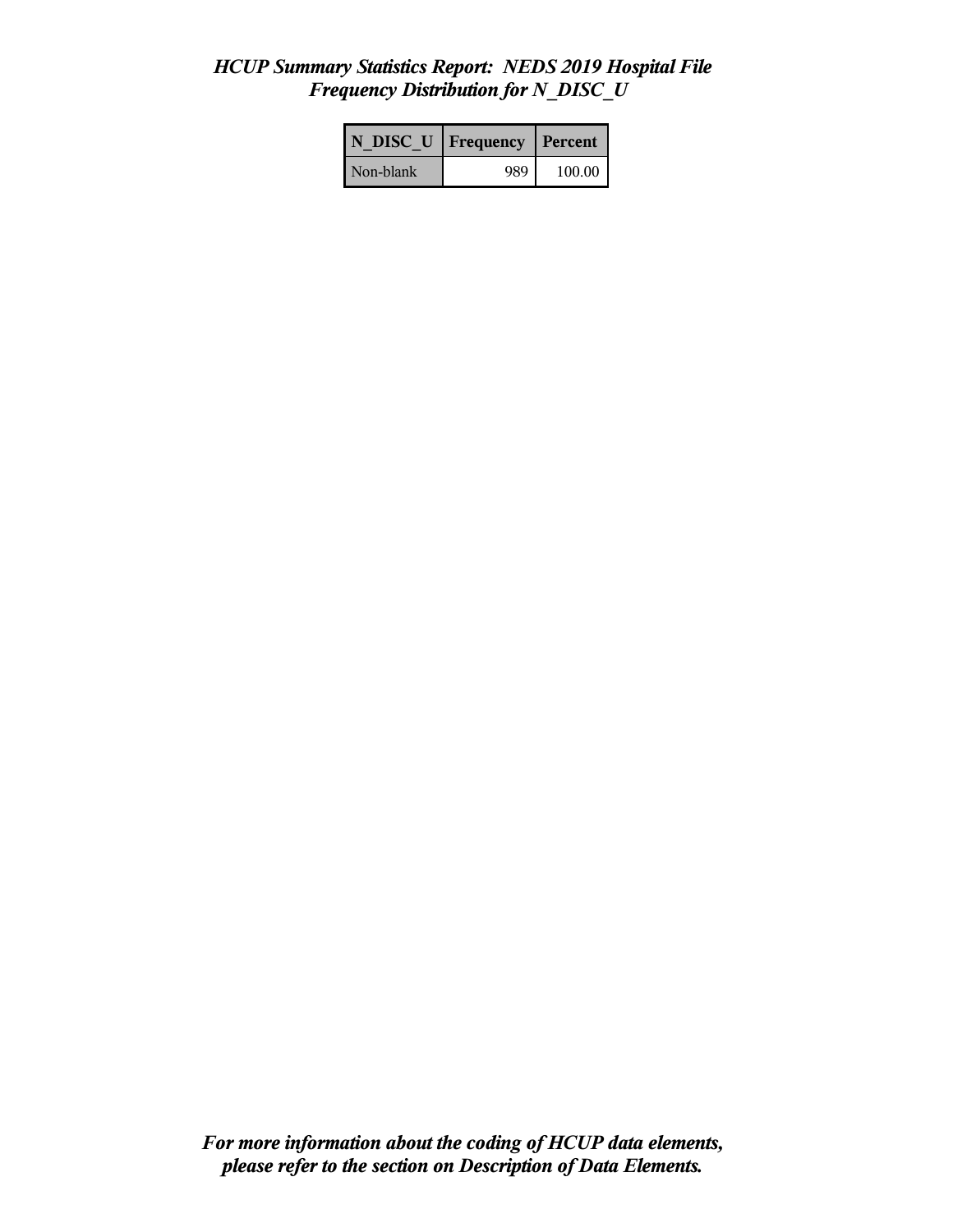*HCUP Summary Statistics Report: NEDS 2019 Hospital File*
*Frequency Distribution for N_DISC_U*

| N_DISC_U | Frequency | Percent |
|---|---|---|
| Non-blank | 989 | 100.00 |

***For more information about the coding of HCUP data elements, please refer to the section on Description of Data Elements.***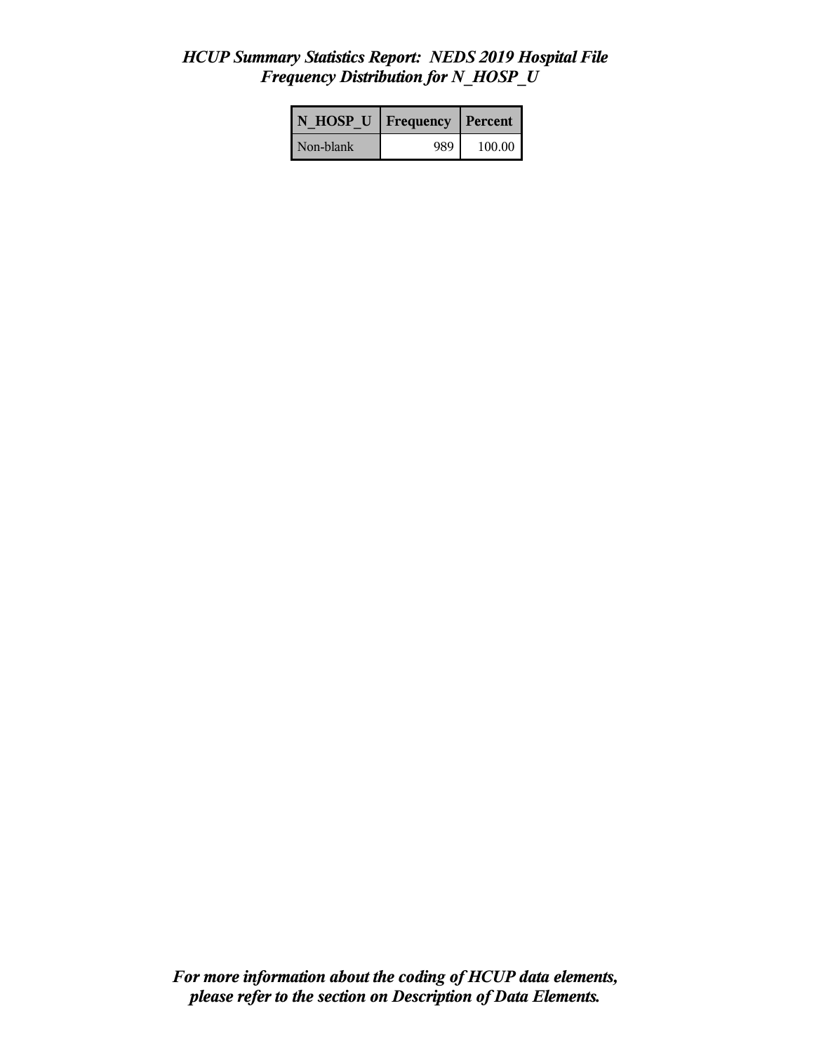# *HCUP Summary Statistics Report: NEDS 2019 Hospital File*
## *Frequency Distribution for N_HOSP_U*

| N_HOSP_U | Frequency | Percent |
|---|---|---|
| Non-blank | 989 | 100.00 |

***For more information about the coding of HCUP data elements, please refer to the section on Description of Data Elements.***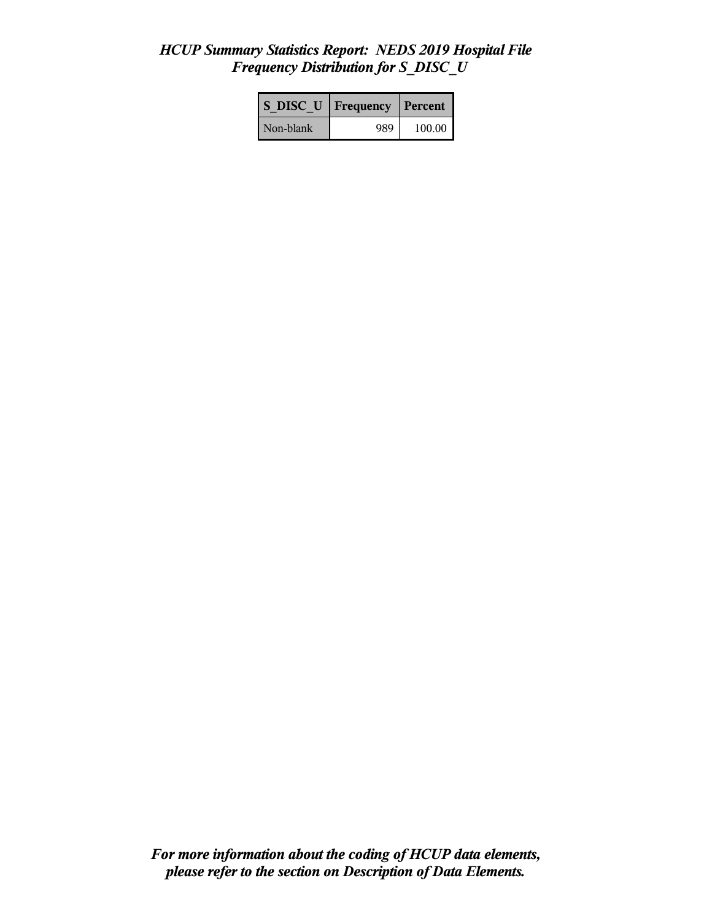*HCUP Summary Statistics Report: NEDS 2019 Hospital File*
*Frequency Distribution for S_DISC_U*

| S_DISC_U | Frequency | Percent |
|---|---|---|
| Non-blank | 989 | 100.00 |

*For more information about the coding of HCUP data elements, please refer to the section on Description of Data Elements.*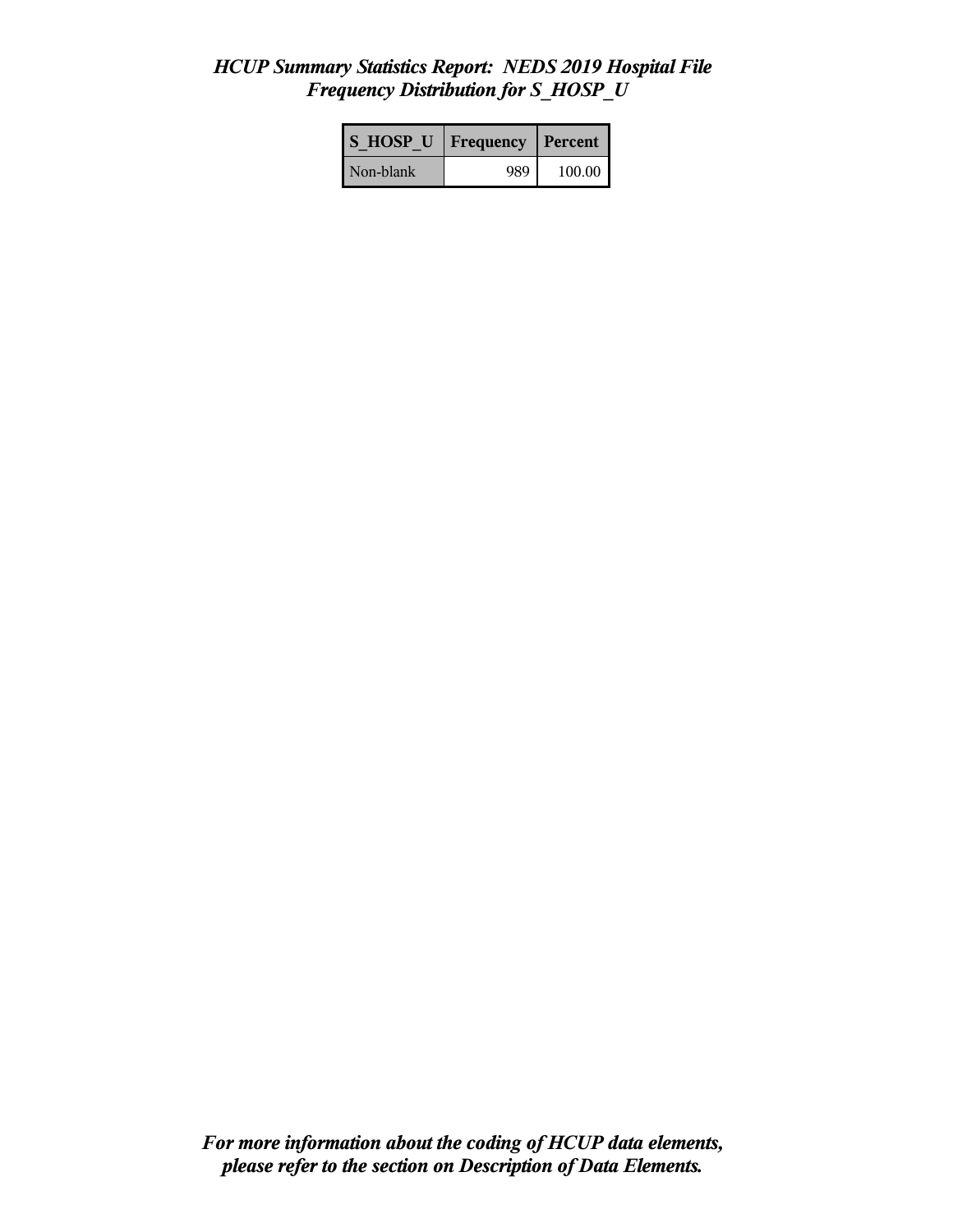*HCUP Summary Statistics Report: NEDS 2019 Hospital File*
*Frequency Distribution for S_HOSP_U*

| S_HOSP_U | Frequency | Percent |
|---|---|---|
| Non-blank | 989 | 100.00 |

***For more information about the coding of HCUP data elements, please refer to the section on Description of Data Elements.***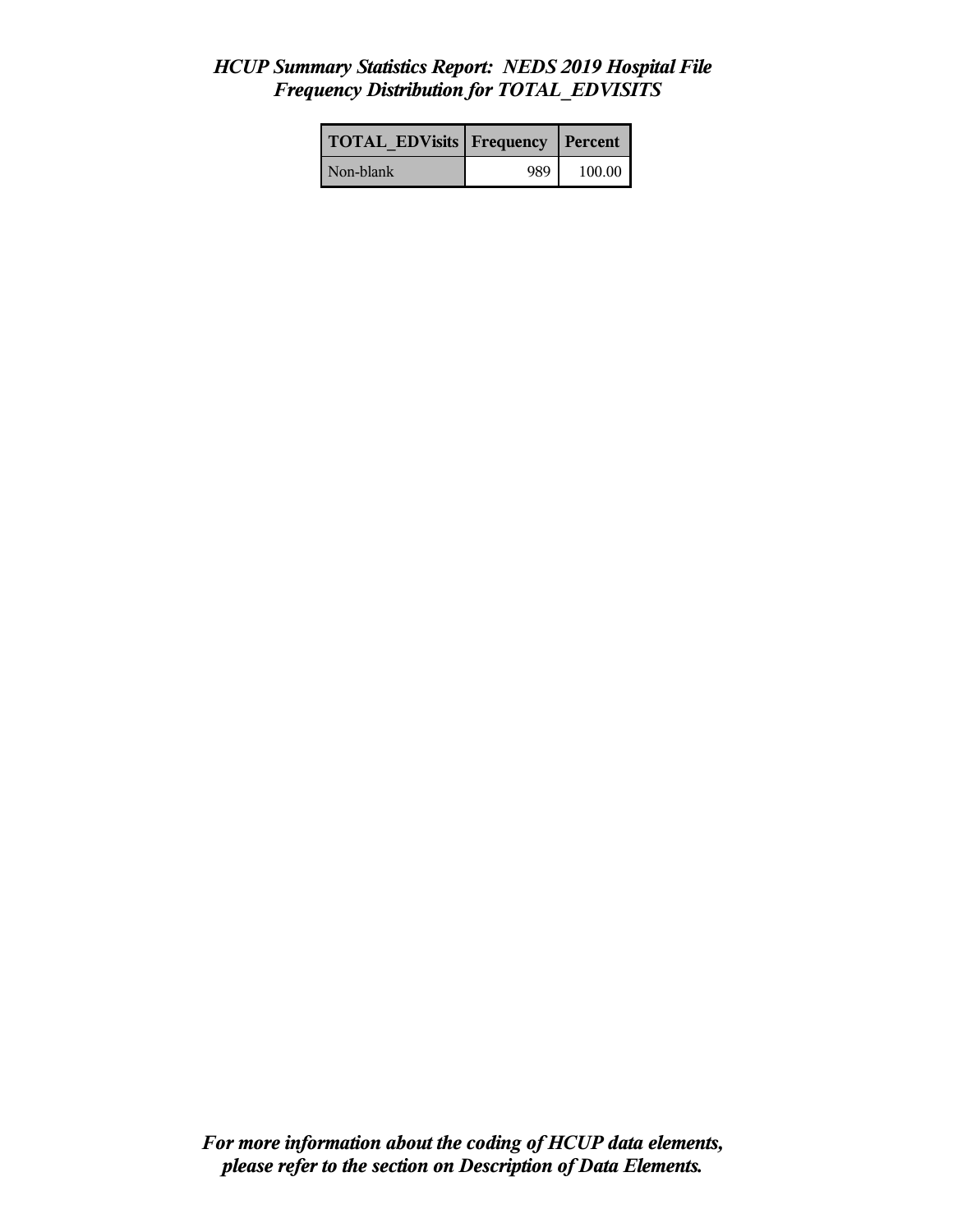*HCUP Summary Statistics Report: NEDS 2019 Hospital File*
*Frequency Distribution for TOTAL_EDVISITS*

| TOTAL_EDVisits | Frequency | Percent |
|---|---|---|
| Non-blank | 989 | 100.00 |

***For more information about the coding of HCUP data elements, please refer to the section on Description of Data Elements.***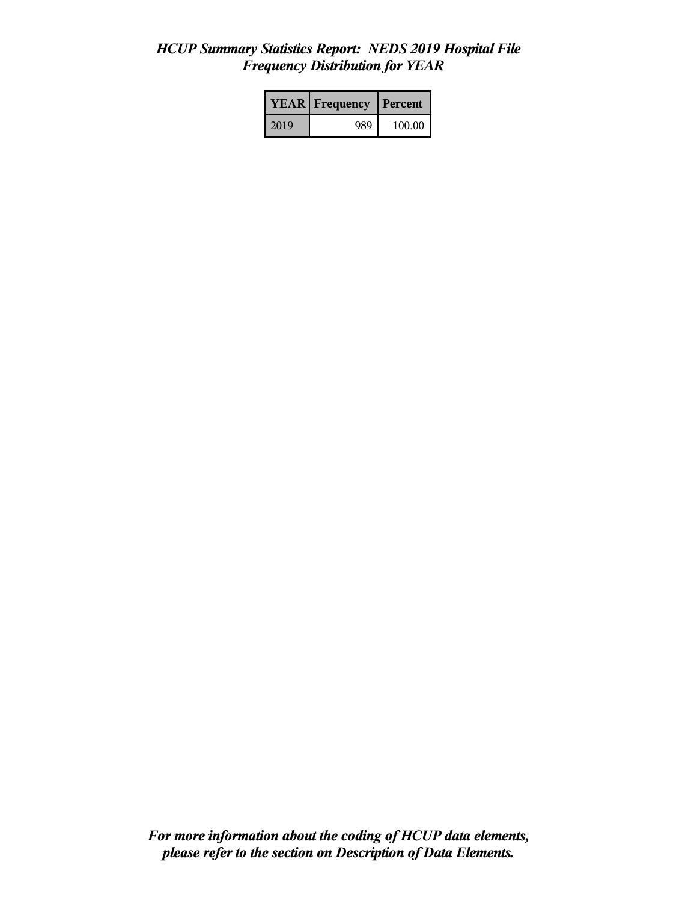*HCUP Summary Statistics Report: NEDS 2019 Hospital File*
*Frequency Distribution for YEAR*

| YEAR | Frequency | Percent |
|---|---|---|
| 2019 | 989 | 100.00 |

***For more information about the coding of HCUP data elements, please refer to the section on Description of Data Elements.***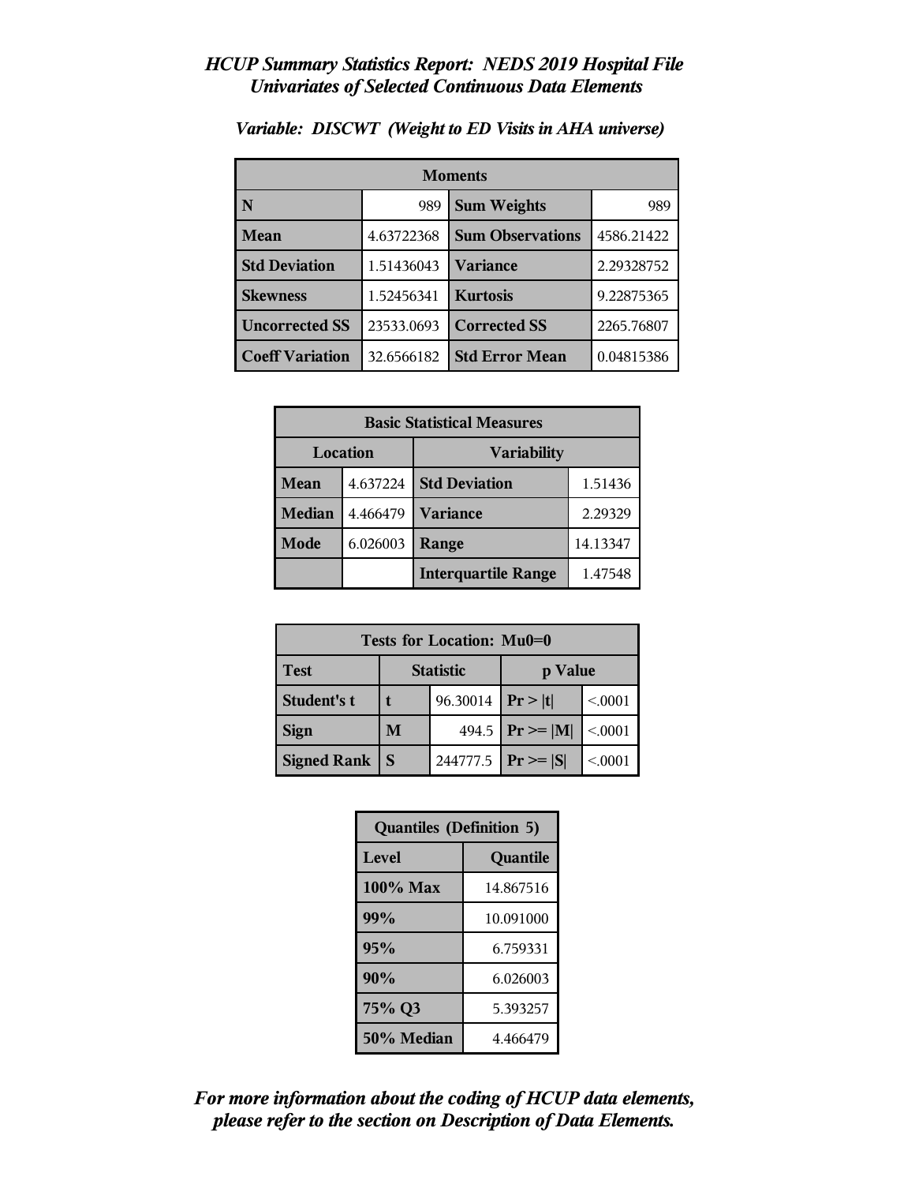# *HCUP Summary Statistics Report: NEDS 2019 Hospital File*
## *Univariates of Selected Continuous Data Elements*

### *Variable: DISCWT (Weight to ED Visits in AHA universe)*

| Moments | | | |
|---|---|---|---|
| **N** | 989 | **Sum Weights** | 989 |
| **Mean** | 4.63722368 | **Sum Observations** | 4586.21422 |
| **Std Deviation** | 1.51436043 | **Variance** | 2.29328752 |
| **Skewness** | 1.52456341 | **Kurtosis** | 9.22875365 |
| **Uncorrected SS** | 23533.0693 | **Corrected SS** | 2265.76807 |
| **Coeff Variation** | 32.6566182 | **Std Error Mean** | 0.04815386 |

| Basic Statistical Measures | | | |
|---|---|---|---|
| Location | | Variability | |
| **Mean** | 4.637224 | **Std Deviation** | 1.51436 |
| **Median** | 4.466479 | **Variance** | 2.29329 |
| **Mode** | 6.026003 | **Range** | 14.13347 |
| | | **Interquartile Range** | 1.47548 |

| Tests for Location: Mu0=0 | | | | |
|---|---|---|---|---|
| **Test** | Statistic | | p Value | |
| **Student's t** | **t** | 96.30014 | **Pr > \|t\|** | <.0001 |
| **Sign** | **M** | 494.5 | **Pr >= \|M\|** | <.0001 |
| **Signed Rank** | **S** | 244777.5 | **Pr >= \|S\|** | <.0001 |

| Quantiles (Definition 5) | |
|---|---|
| **Level** | **Quantile** |
| **100% Max** | 14.867516 |
| **99%** | 10.091000 |
| **95%** | 6.759331 |
| **90%** | 6.026003 |
| **75% Q3** | 5.393257 |
| **50% Median** | 4.466479 |

***For more information about the coding of HCUP data elements, please refer to the section on Description of Data Elements.***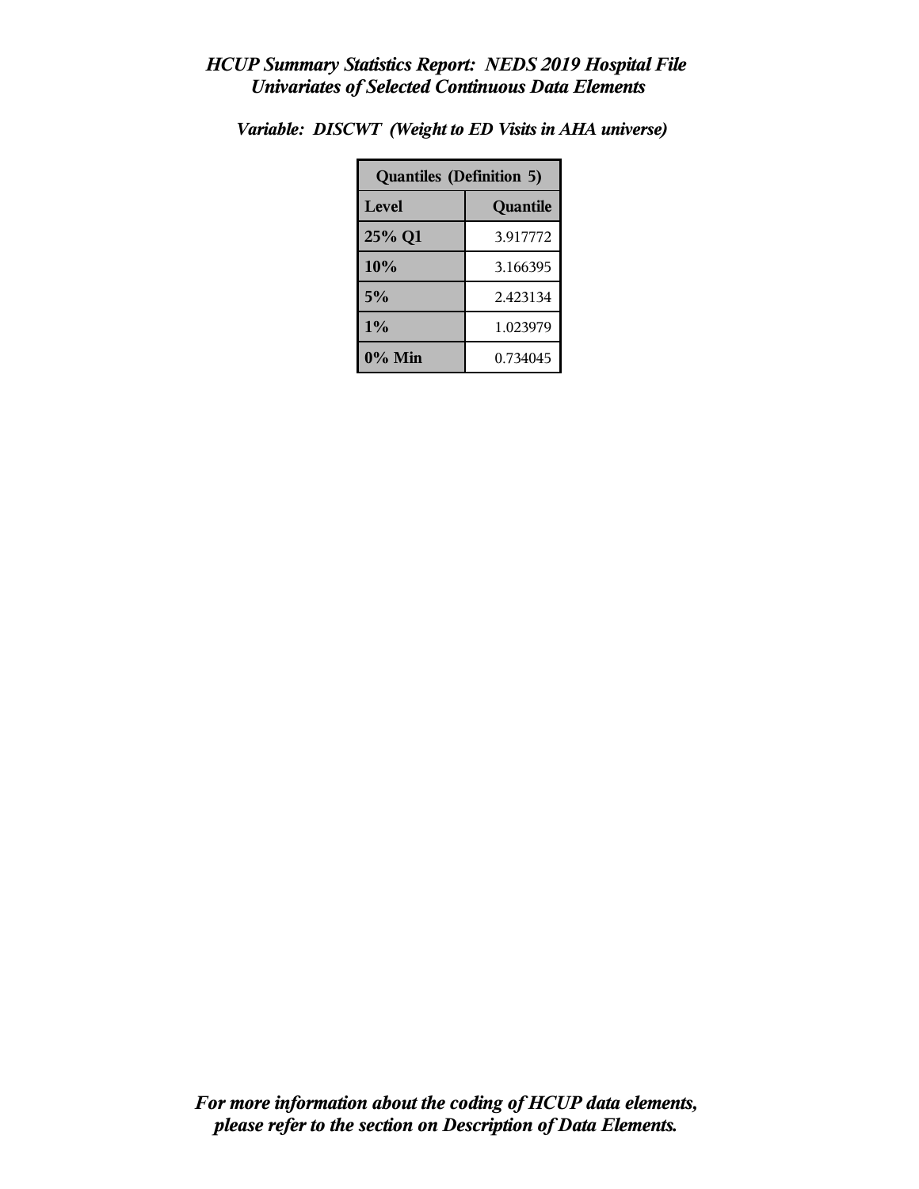*HCUP Summary Statistics Report: NEDS 2019 Hospital File*
*Univariates of Selected Continuous Data Elements*

*Variable: DISCWT (Weight to ED Visits in AHA universe)*

| Quantiles (Definition 5) | |
|---|---|
| **Level** | **Quantile** |
| 25% Q1 | 3.917772 |
| 10% | 3.166395 |
| 5% | 2.423134 |
| 1% | 1.023979 |
| 0% Min | 0.734045 |

*For more information about the coding of HCUP data elements, please refer to the section on Description of Data Elements.*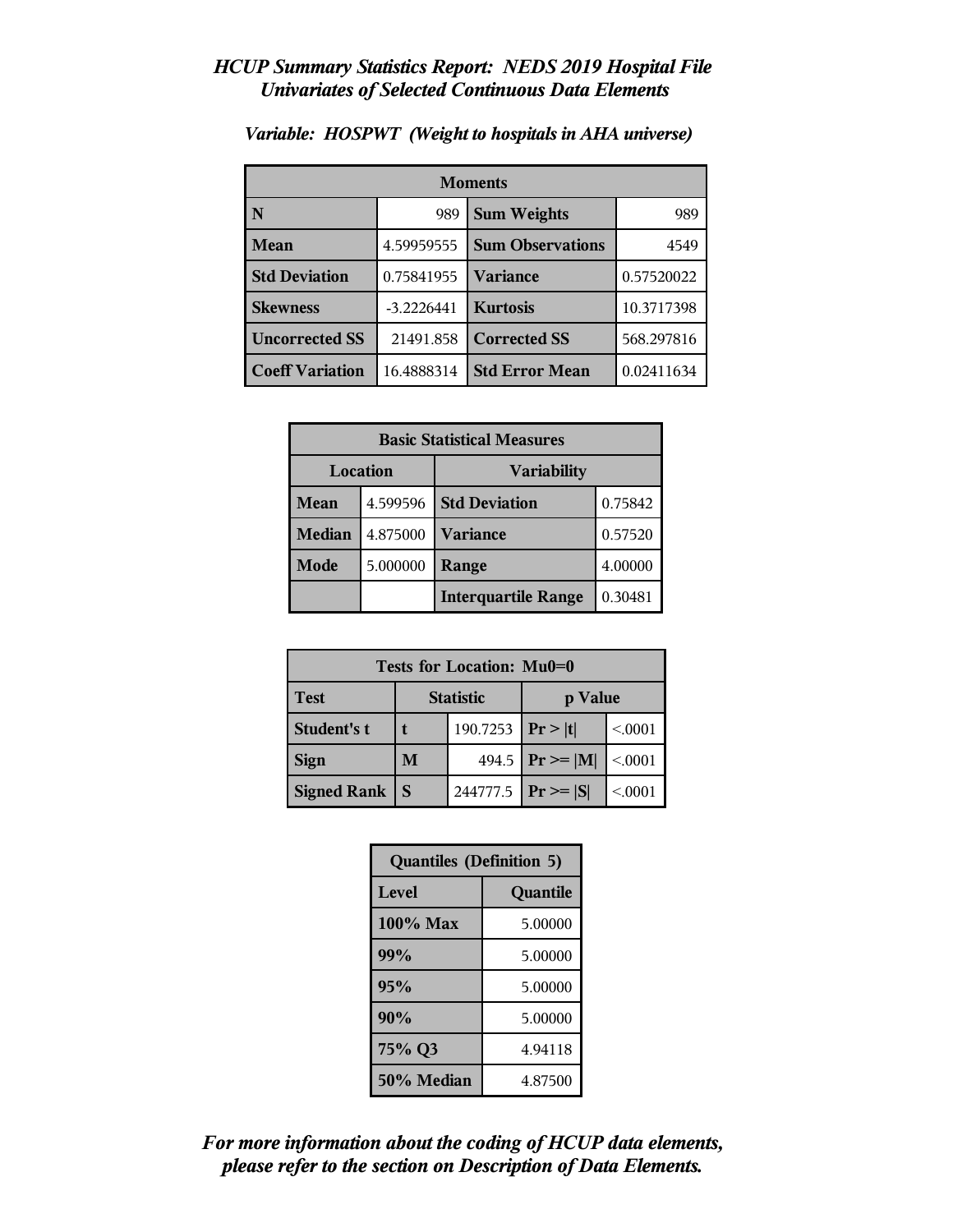# *HCUP Summary Statistics Report: NEDS 2019 Hospital File*
## *Univariates of Selected Continuous Data Elements*

### *Variable: HOSPWT (Weight to hospitals in AHA universe)*

| Moments | | | |
|---|---|---|---|
| **N** | 989 | **Sum Weights** | 989 |
| **Mean** | 4.59959555 | **Sum Observations** | 4549 |
| **Std Deviation** | 0.75841955 | **Variance** | 0.57520022 |
| **Skewness** | -3.2226441 | **Kurtosis** | 10.3717398 |
| **Uncorrected SS** | 21491.858 | **Corrected SS** | 568.297816 |
| **Coeff Variation** | 16.4888314 | **Std Error Mean** | 0.02411634 |

| Basic Statistical Measures | | | |
|---|---|---|---|
| Location | | Variability | |
| **Mean** | 4.599596 | **Std Deviation** | 0.75842 |
| **Median** | 4.875000 | **Variance** | 0.57520 |
| **Mode** | 5.000000 | **Range** | 4.00000 |
| | | **Interquartile Range** | 0.30481 |

| Tests for Location: Mu0=0 | | | | |
|---|---|---|---|---|
| **Test** | Statistic | | p Value | |
| **Student's t** | **t** | 190.7253 | **Pr > \|t\|** | <.0001 |
| **Sign** | **M** | 494.5 | **Pr >= \|M\|** | <.0001 |
| **Signed Rank** | **S** | 244777.5 | **Pr >= \|S\|** | <.0001 |

| Quantiles (Definition 5) | |
|---|---|
| **Level** | **Quantile** |
| **100% Max** | 5.00000 |
| **99%** | 5.00000 |
| **95%** | 5.00000 |
| **90%** | 5.00000 |
| **75% Q3** | 4.94118 |
| **50% Median** | 4.87500 |

***For more information about the coding of HCUP data elements, please refer to the section on Description of Data Elements.***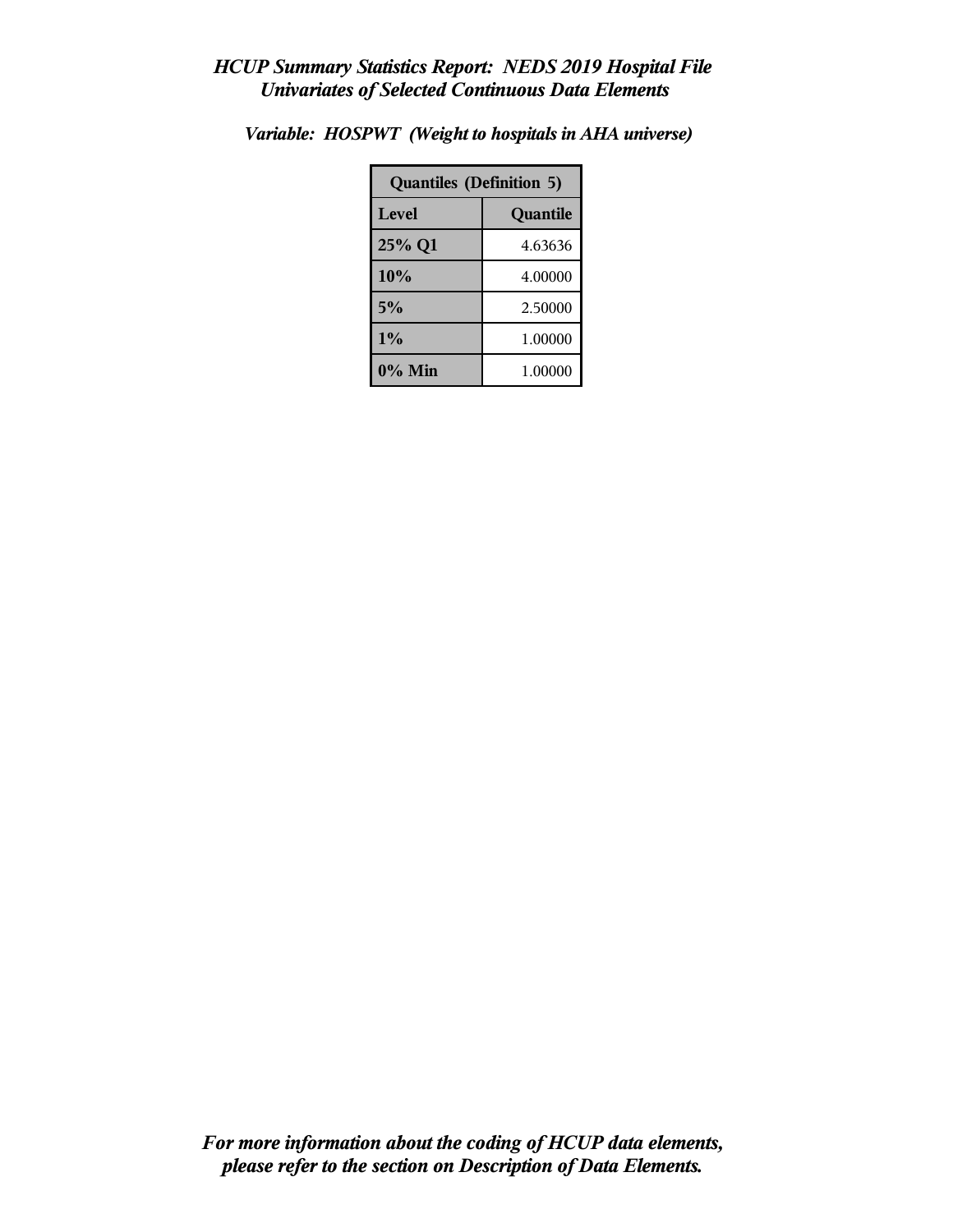*HCUP Summary Statistics Report: NEDS 2019 Hospital File*
*Univariates of Selected Continuous Data Elements*

*Variable: HOSPWT (Weight to hospitals in AHA universe)*

| Quantiles (Definition 5) | |
|---|---|
| **Level** | **Quantile** |
| 25% Q1 | 4.63636 |
| 10% | 4.00000 |
| 5% | 2.50000 |
| 1% | 1.00000 |
| 0% Min | 1.00000 |

*For more information about the coding of HCUP data elements, please refer to the section on Description of Data Elements.*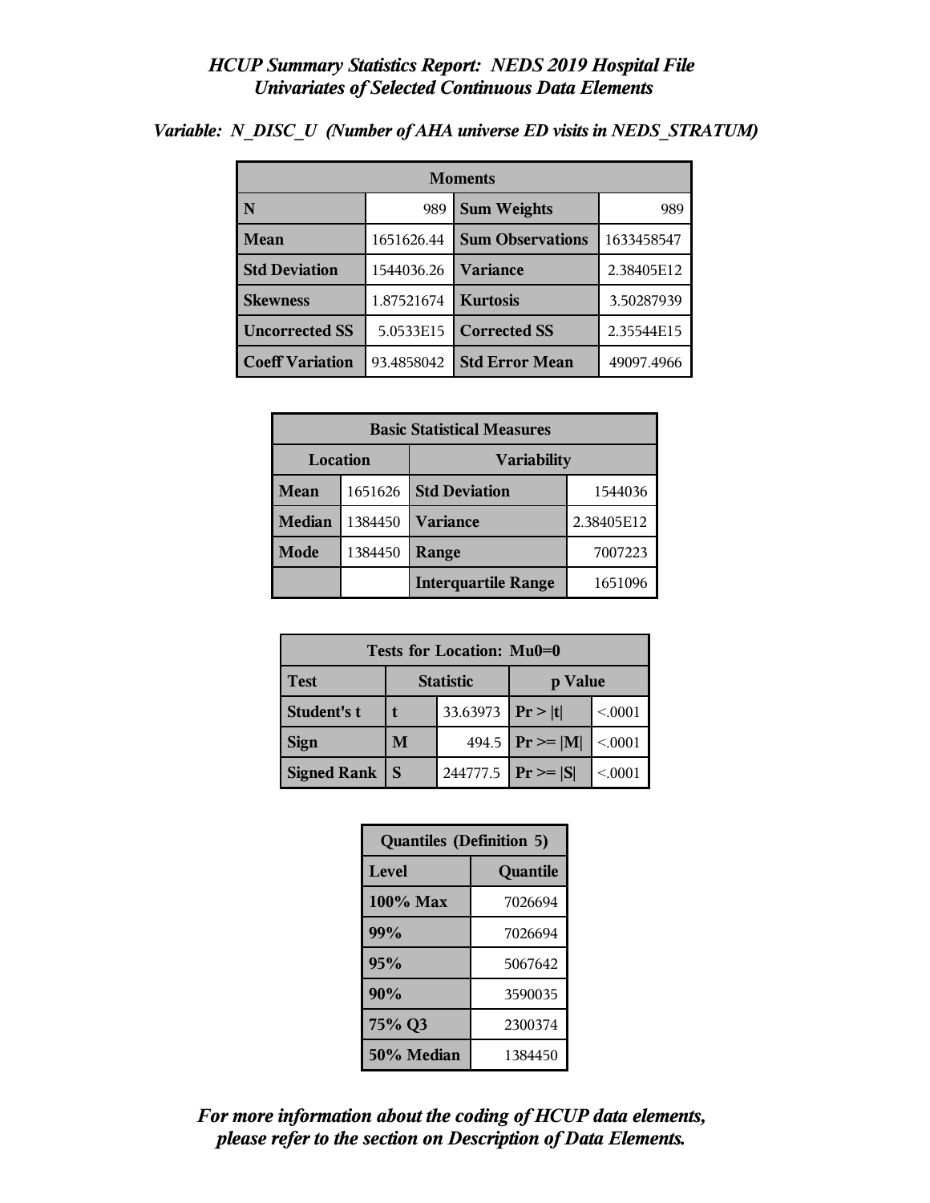### *HCUP Summary Statistics Report: NEDS 2019 Hospital File*
### *Univariates of Selected Continuous Data Elements*

***Variable: N_DISC_U (Number of AHA universe ED visits in NEDS_STRATUM)***

| Moments | | | |
|---|---|---|---|
| **N** | 989 | **Sum Weights** | 989 |
| **Mean** | 1651626.44 | **Sum Observations** | 1633458547 |
| **Std Deviation** | 1544036.26 | **Variance** | 2.38405E12 |
| **Skewness** | 1.87521674 | **Kurtosis** | 3.50287939 |
| **Uncorrected SS** | 5.0533E15 | **Corrected SS** | 2.35544E15 |
| **Coeff Variation** | 93.4858042 | **Std Error Mean** | 49097.4966 |

| Basic Statistical Measures | | | |
|---|---|---|---|
| Location | | Variability | |
| **Mean** | 1651626 | **Std Deviation** | 1544036 |
| **Median** | 1384450 | **Variance** | 2.38405E12 |
| **Mode** | 1384450 | **Range** | 7007223 |
| | | **Interquartile Range** | 1651096 |

| Tests for Location: Mu0=0 | | | | |
|---|---|---|---|---|
| **Test** | **Statistic** | | **p Value** | |
| **Student's t** | **t** | 33.63973 | **Pr > \|t\|** | <.0001 |
| **Sign** | **M** | 494.5 | **Pr >= \|M\|** | <.0001 |
| **Signed Rank** | **S** | 244777.5 | **Pr >= \|S\|** | <.0001 |

| Quantiles (Definition 5) | |
|---|---|
| **Level** | **Quantile** |
| **100% Max** | 7026694 |
| **99%** | 7026694 |
| **95%** | 5067642 |
| **90%** | 3590035 |
| **75% Q3** | 2300374 |
| **50% Median** | 1384450 |

***For more information about the coding of HCUP data elements, please refer to the section on Description of Data Elements.***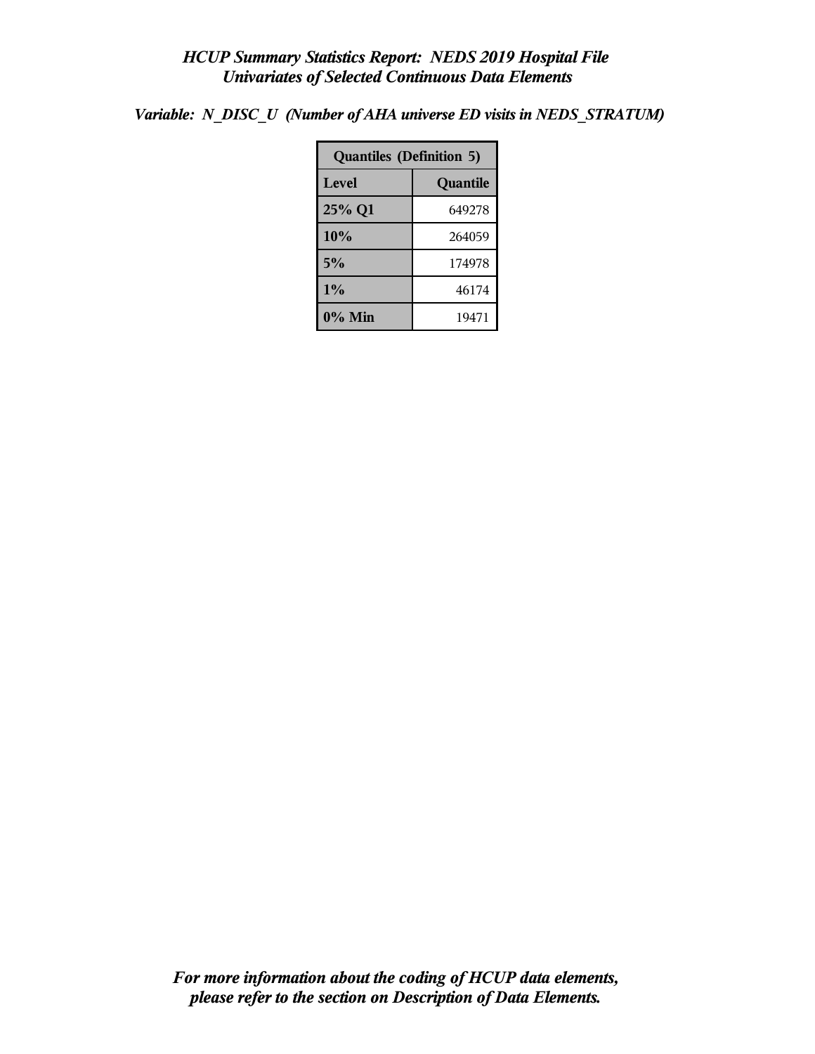*HCUP Summary Statistics Report: NEDS 2019 Hospital File*
*Univariates of Selected Continuous Data Elements*

*Variable: N_DISC_U (Number of AHA universe ED visits in NEDS_STRATUM)*

| Quantiles (Definition 5) | |
|---|---|
| **Level** | **Quantile** |
| **25% Q1** | 649278 |
| **10%** | 264059 |
| **5%** | 174978 |
| **1%** | 46174 |
| **0% Min** | 19471 |

*For more information about the coding of HCUP data elements, please refer to the section on Description of Data Elements.*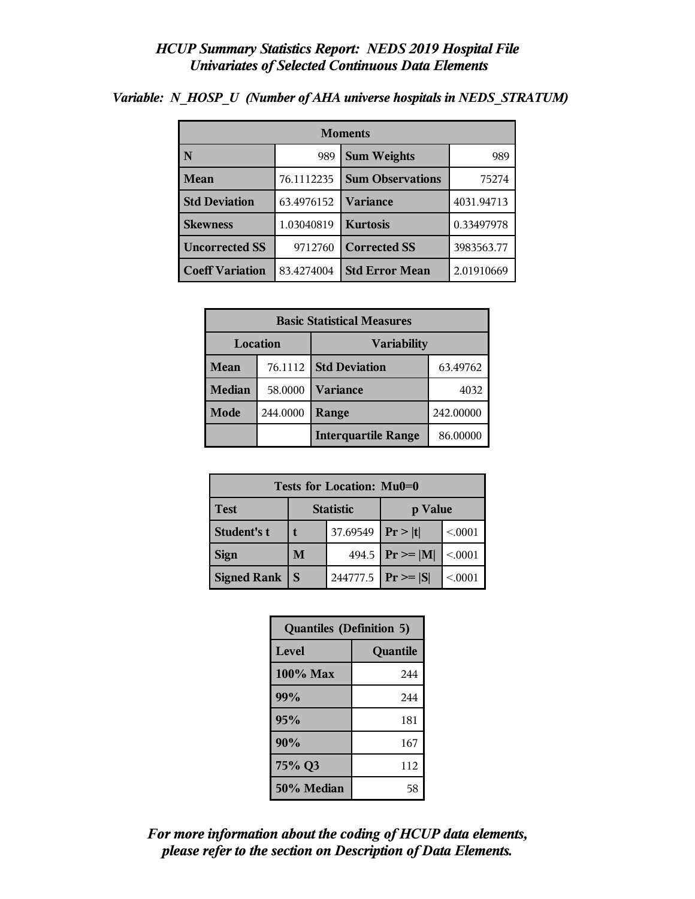# *HCUP Summary Statistics Report: NEDS 2019 Hospital File*
## *Univariates of Selected Continuous Data Elements*

### *Variable: N_HOSP_U (Number of AHA universe hospitals in NEDS_STRATUM)*

| Moments | | | |
|---|---|---|---|
| **N** | 989 | **Sum Weights** | 989 |
| **Mean** | 76.1112235 | **Sum Observations** | 75274 |
| **Std Deviation** | 63.4976152 | **Variance** | 4031.94713 |
| **Skewness** | 1.03040819 | **Kurtosis** | 0.33497978 |
| **Uncorrected SS** | 9712760 | **Corrected SS** | 3983563.77 |
| **Coeff Variation** | 83.4274004 | **Std Error Mean** | 2.01910669 |

| Basic Statistical Measures | | | |
|---|---|---|---|
| **Location** | | **Variability** | |
| **Mean** | 76.1112 | **Std Deviation** | 63.49762 |
| **Median** | 58.0000 | **Variance** | 4032 |
| **Mode** | 244.0000 | **Range** | 242.00000 |
| | | **Interquartile Range** | 86.00000 |

| Tests for Location: Mu0=0 | | | | |
|---|---|---|---|---|
| **Test** | **Statistic** | | **p Value** | |
| **Student's t** | **t** | 37.69549 | **Pr > \|t\|** | <.0001 |
| **Sign** | **M** | 494.5 | **Pr >= \|M\|** | <.0001 |
| **Signed Rank** | **S** | 244777.5 | **Pr >= \|S\|** | <.0001 |

| Quantiles (Definition 5) | |
|---|---|
| **Level** | **Quantile** |
| **100% Max** | 244 |
| **99%** | 244 |
| **95%** | 181 |
| **90%** | 167 |
| **75% Q3** | 112 |
| **50% Median** | 58 |

***For more information about the coding of HCUP data elements, please refer to the section on Description of Data Elements.***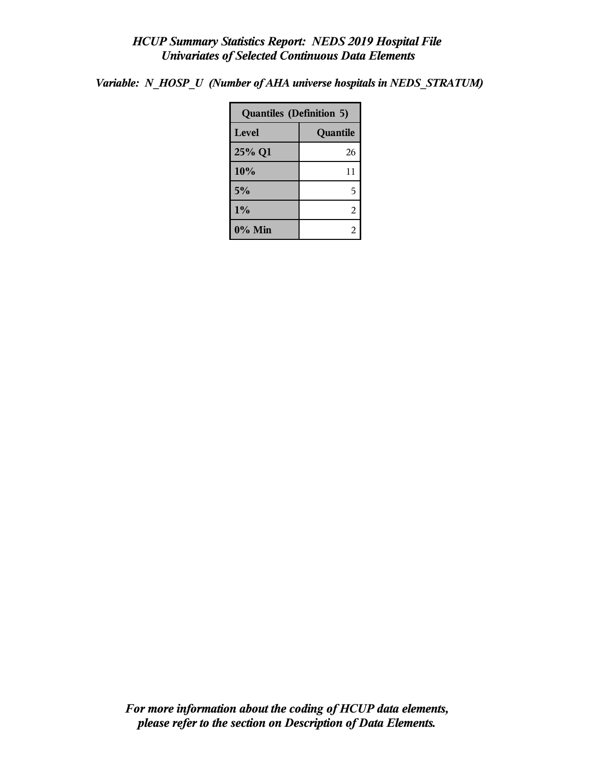*HCUP Summary Statistics Report: NEDS 2019 Hospital File*
*Univariates of Selected Continuous Data Elements*

*Variable: N_HOSP_U (Number of AHA universe hospitals in NEDS_STRATUM)*

| Quantiles (Definition 5) | |
|---|---|
| **Level** | **Quantile** |
| **25% Q1** | 26 |
| **10%** | 11 |
| **5%** | 5 |
| **1%** | 2 |
| **0% Min** | 2 |

*For more information about the coding of HCUP data elements, please refer to the section on Description of Data Elements.*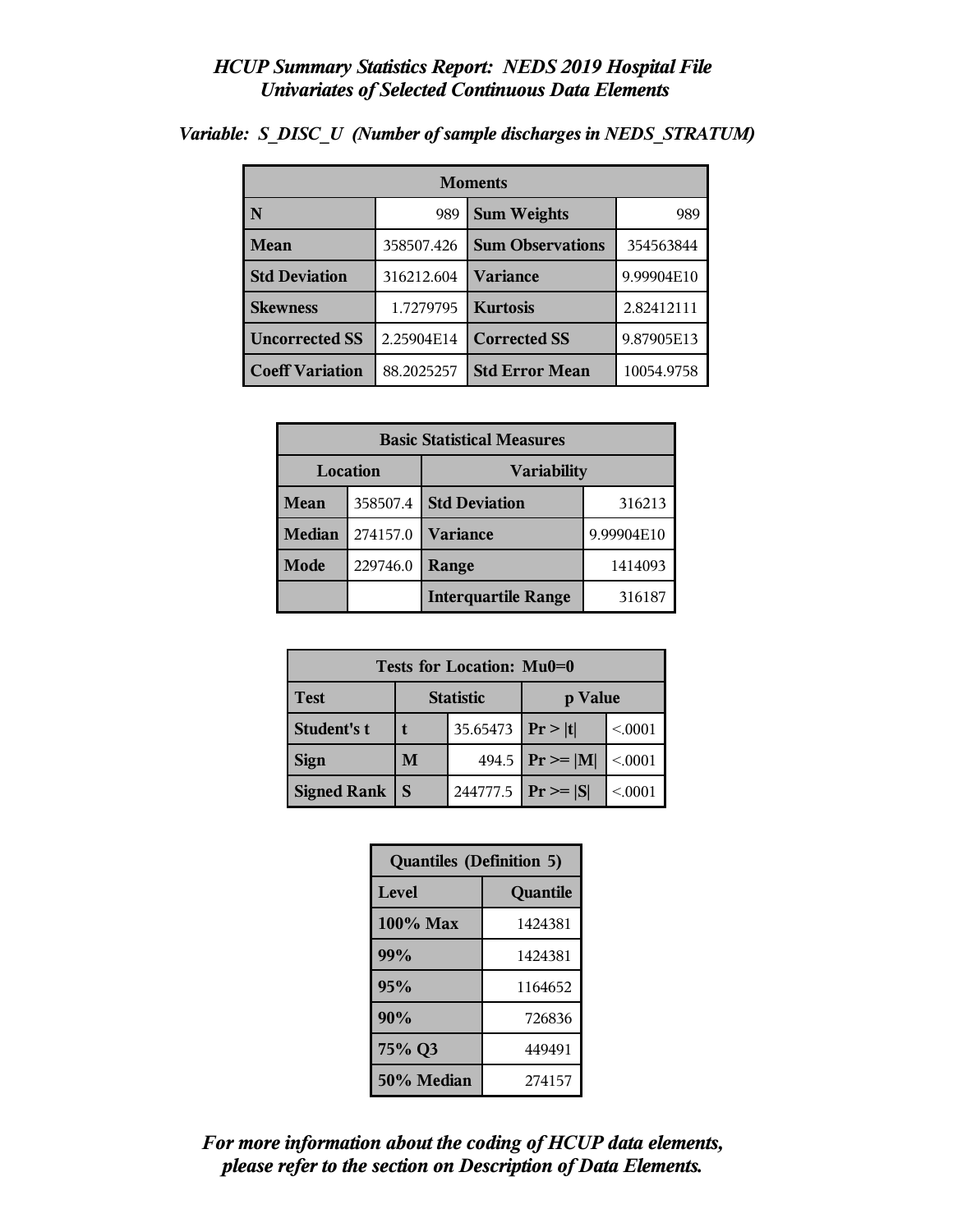# *HCUP Summary Statistics Report: NEDS 2019 Hospital File*
## *Univariates of Selected Continuous Data Elements*

### *Variable: S_DISC_U (Number of sample discharges in NEDS_STRATUM)*

| Moments | | | |
|---|---|---|---|
| **N** | 989 | **Sum Weights** | 989 |
| **Mean** | 358507.426 | **Sum Observations** | 354563844 |
| **Std Deviation** | 316212.604 | **Variance** | 9.99904E10 |
| **Skewness** | 1.7279795 | **Kurtosis** | 2.82412111 |
| **Uncorrected SS** | 2.25904E14 | **Corrected SS** | 9.87905E13 |
| **Coeff Variation** | 88.2025257 | **Std Error Mean** | 10054.9758 |

| Basic Statistical Measures | | | |
|---|---|---|---|
| Location | | Variability | |
| **Mean** | 358507.4 | **Std Deviation** | 316213 |
| **Median** | 274157.0 | **Variance** | 9.99904E10 |
| **Mode** | 229746.0 | **Range** | 1414093 |
| | | **Interquartile Range** | 316187 |

| Tests for Location: Mu0=0 | | | | |
|---|---|---|---|---|
| **Test** | Statistic | | p Value | |
| **Student's t** | **t** | 35.65473 | **Pr > \|t\|** | <.0001 |
| **Sign** | **M** | 494.5 | **Pr >= \|M\|** | <.0001 |
| **Signed Rank** | **S** | 244777.5 | **Pr >= \|S\|** | <.0001 |

| Quantiles (Definition 5) | |
|---|---|
| **Level** | **Quantile** |
| **100% Max** | 1424381 |
| **99%** | 1424381 |
| **95%** | 1164652 |
| **90%** | 726836 |
| **75% Q3** | 449491 |
| **50% Median** | 274157 |

***For more information about the coding of HCUP data elements, please refer to the section on Description of Data Elements.***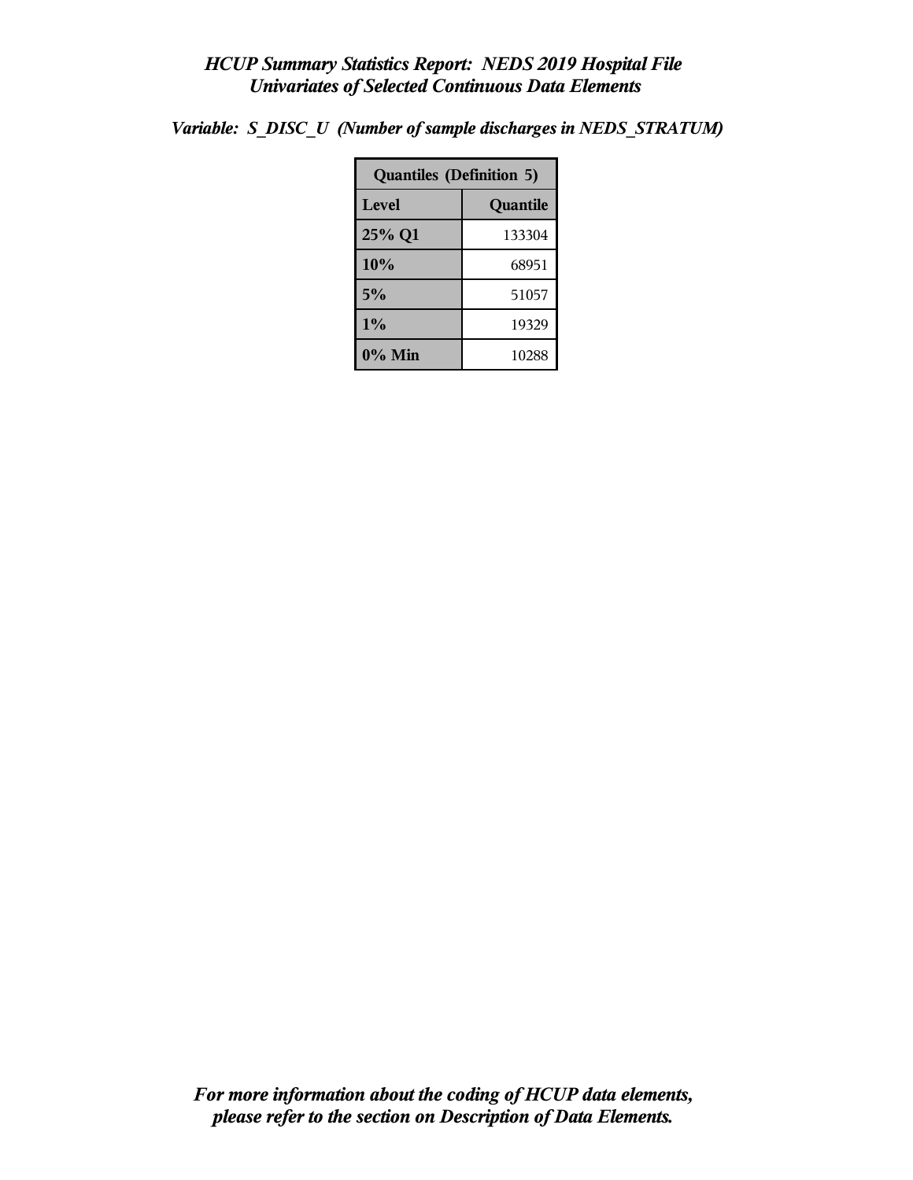*HCUP Summary Statistics Report: NEDS 2019 Hospital File*
*Univariates of Selected Continuous Data Elements*

***Variable: S_DISC_U (Number of sample discharges in NEDS_STRATUM)***

| Quantiles (Definition 5) | |
|---|---|
| **Level** | **Quantile** |
| **25% Q1** | 133304 |
| **10%** | 68951 |
| **5%** | 51057 |
| **1%** | 19329 |
| **0% Min** | 10288 |

***For more information about the coding of HCUP data elements, please refer to the section on Description of Data Elements.***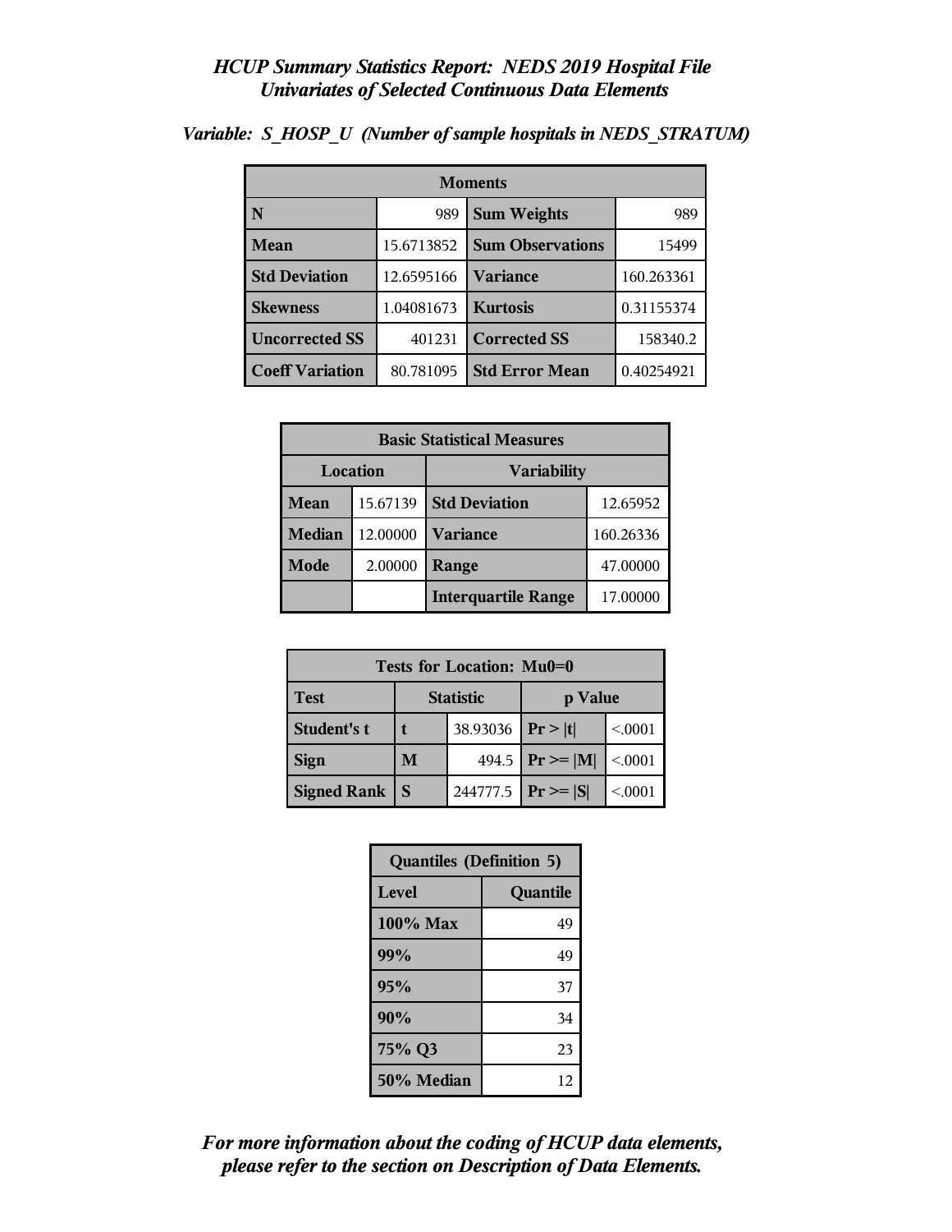# *HCUP Summary Statistics Report: NEDS 2019 Hospital File*
## *Univariates of Selected Continuous Data Elements*

***Variable: S_HOSP_U (Number of sample hospitals in NEDS_STRATUM)***

| Moments | | | |
|---|---|---|---|
| **N** | 989 | **Sum Weights** | 989 |
| **Mean** | 15.6713852 | **Sum Observations** | 15499 |
| **Std Deviation** | 12.6595166 | **Variance** | 160.263361 |
| **Skewness** | 1.04081673 | **Kurtosis** | 0.31155374 |
| **Uncorrected SS** | 401231 | **Corrected SS** | 158340.2 |
| **Coeff Variation** | 80.781095 | **Std Error Mean** | 0.40254921 |

| Basic Statistical Measures | | | |
|---|---|---|---|
| **Location** | | **Variability** | |
| **Mean** | 15.67139 | **Std Deviation** | 12.65952 |
| **Median** | 12.00000 | **Variance** | 160.26336 |
| **Mode** | 2.00000 | **Range** | 47.00000 |
| | | **Interquartile Range** | 17.00000 |

| Tests for Location: Mu0=0 | | | | |
|---|---|---|---|---|
| **Test** | **Statistic** | | **p Value** | |
| **Student's t** | **t** | 38.93036 | **Pr > \|t\|** | <.0001 |
| **Sign** | **M** | 494.5 | **Pr >= \|M\|** | <.0001 |
| **Signed Rank** | **S** | 244777.5 | **Pr >= \|S\|** | <.0001 |

| Quantiles (Definition 5) | |
|---|---|
| **Level** | **Quantile** |
| **100% Max** | 49 |
| **99%** | 49 |
| **95%** | 37 |
| **90%** | 34 |
| **75% Q3** | 23 |
| **50% Median** | 12 |

***For more information about the coding of HCUP data elements, please refer to the section on Description of Data Elements.***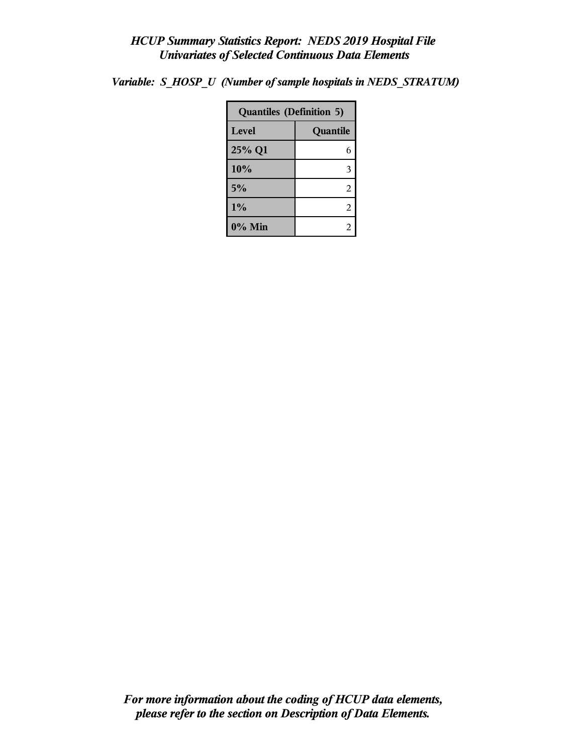*HCUP Summary Statistics Report: NEDS 2019 Hospital File*
*Univariates of Selected Continuous Data Elements*

*Variable: S_HOSP_U (Number of sample hospitals in NEDS_STRATUM)*

| Quantiles (Definition 5) | |
|---|---|
| **Level** | **Quantile** |
| 25% Q1 | 6 |
| 10% | 3 |
| 5% | 2 |
| 1% | 2 |
| 0% Min | 2 |

*For more information about the coding of HCUP data elements, please refer to the section on Description of Data Elements.*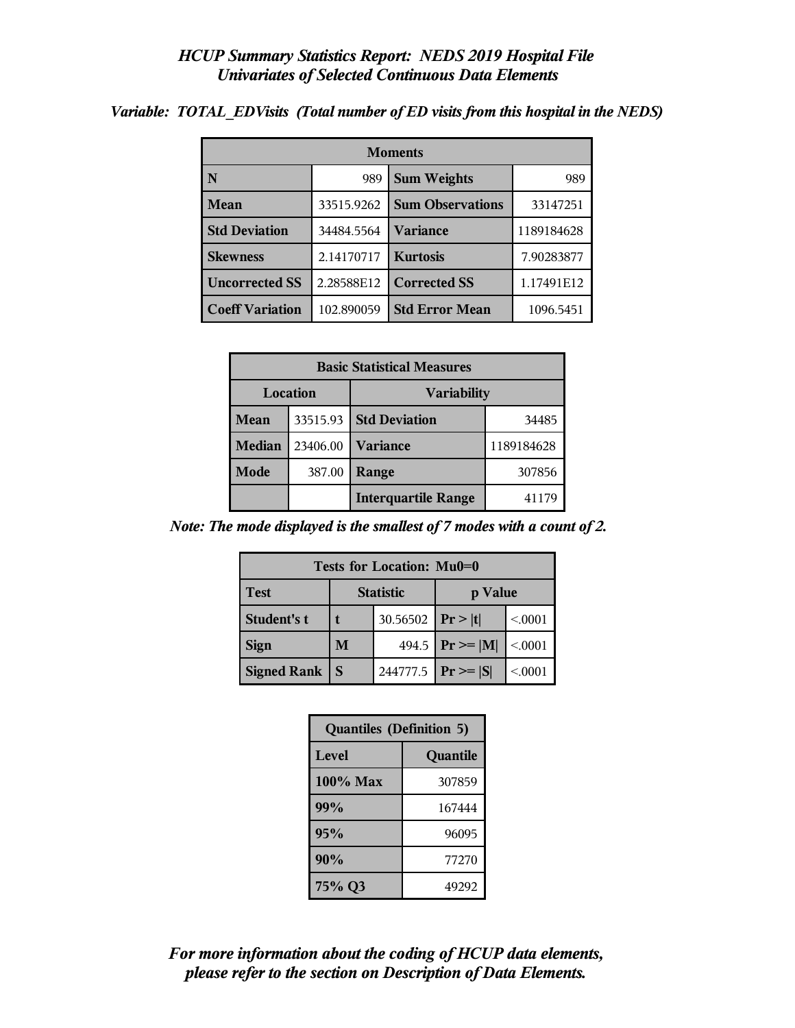# *HCUP Summary Statistics Report: NEDS 2019 Hospital File*
## *Univariates of Selected Continuous Data Elements*

***Variable: TOTAL_EDVisits (Total number of ED visits from this hospital in the NEDS)***

| Moments | | | |
|---|---|---|---|
| **N** | 989 | **Sum Weights** | 989 |
| **Mean** | 33515.9262 | **Sum Observations** | 33147251 |
| **Std Deviation** | 34484.5564 | **Variance** | 1189184628 |
| **Skewness** | 2.14170717 | **Kurtosis** | 7.90283877 |
| **Uncorrected SS** | 2.28588E12 | **Corrected SS** | 1.17491E12 |
| **Coeff Variation** | 102.890059 | **Std Error Mean** | 1096.5451 |

| Basic Statistical Measures | | | |
|---|---|---|---|
| Location | | Variability | |
| **Mean** | 33515.93 | **Std Deviation** | 34485 |
| **Median** | 23406.00 | **Variance** | 1189184628 |
| **Mode** | 387.00 | **Range** | 307856 |
| | | **Interquartile Range** | 41179 |

***Note: The mode displayed is the smallest of 7 modes with a count of 2.***

| Tests for Location: Mu0=0 | | | | |
|---|---|---|---|---|
| **Test** | Statistic | | p Value | |
| **Student's t** | **t** | 30.56502 | **Pr > \|t\|** | <.0001 |
| **Sign** | **M** | 494.5 | **Pr >= \|M\|** | <.0001 |
| **Signed Rank** | **S** | 244777.5 | **Pr >= \|S\|** | <.0001 |

| Quantiles (Definition 5) | |
|---|---|
| **Level** | **Quantile** |
| **100% Max** | 307859 |
| **99%** | 167444 |
| **95%** | 96095 |
| **90%** | 77270 |
| **75% Q3** | 49292 |

***For more information about the coding of HCUP data elements, please refer to the section on Description of Data Elements.***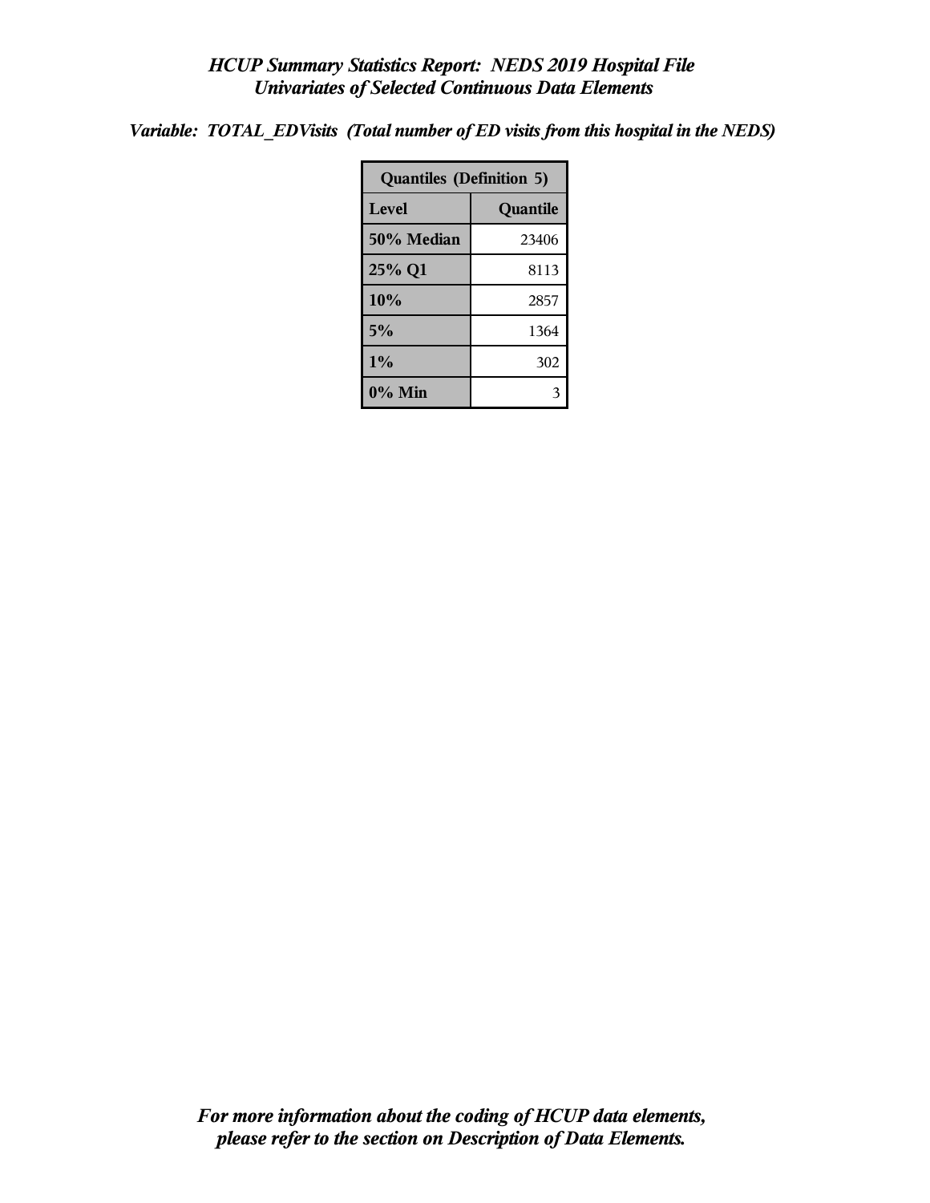# *HCUP Summary Statistics Report: NEDS 2019 Hospital File*
## *Univariates of Selected Continuous Data Elements*

***Variable: TOTAL_EDVisits (Total number of ED visits from this hospital in the NEDS)***

| Quantiles (Definition 5) | |
|---|---|
| **Level** | **Quantile** |
| **50% Median** | 23406 |
| **25% Q1** | 8113 |
| **10%** | 2857 |
| **5%** | 1364 |
| **1%** | 302 |
| **0% Min** | 3 |

***For more information about the coding of HCUP data elements, please refer to the section on Description of Data Elements.***